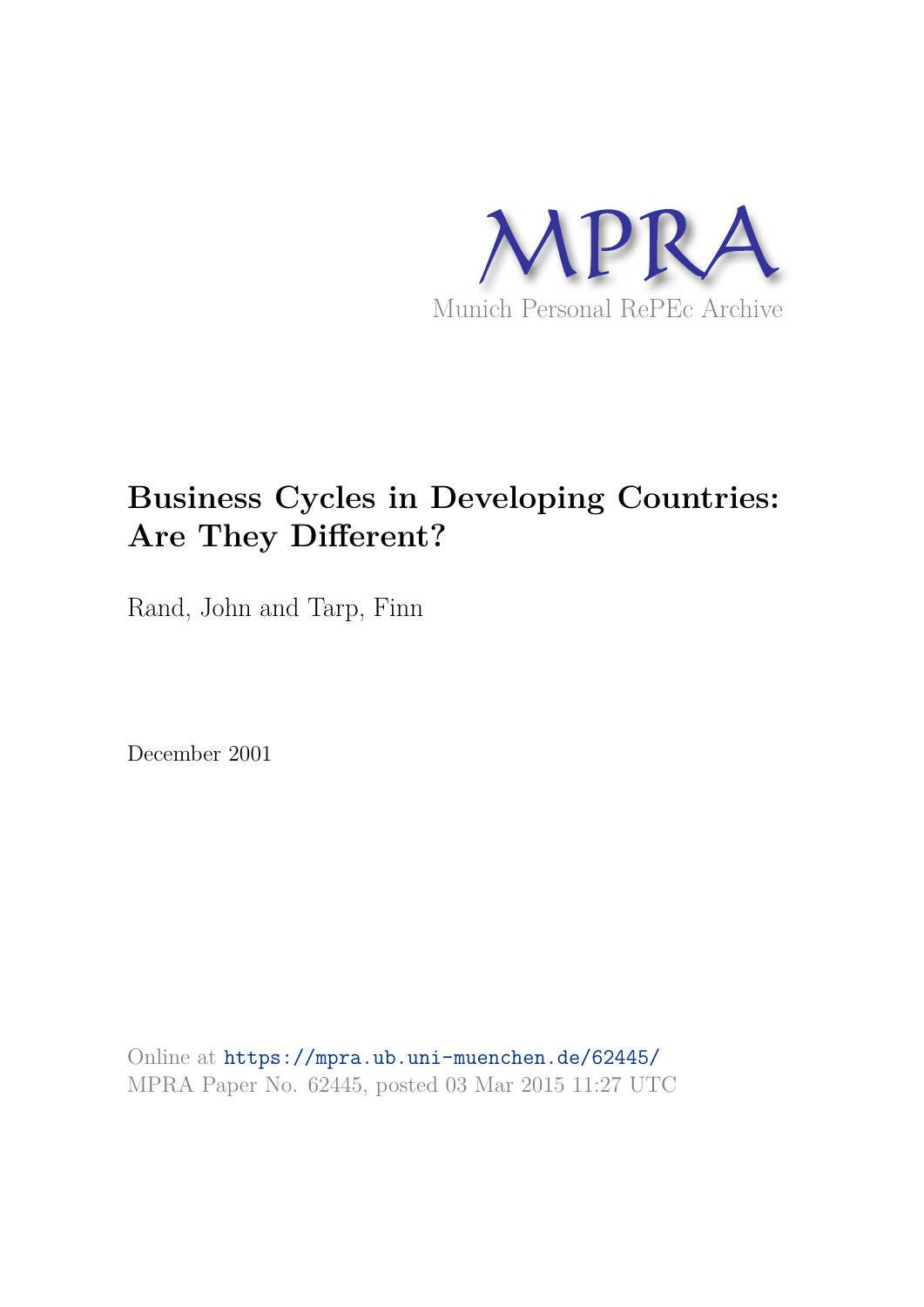MPRA

Munich Personal RePEc Archive

# Business Cycles in Developing Countries: Are They Different?

Rand, John and Tarp, Finn

December 2001

Online at https://mpra.ub.uni-muenchen.de/62445/
MPRA Paper No. 62445, posted 03 Mar 2015 11:27 UTC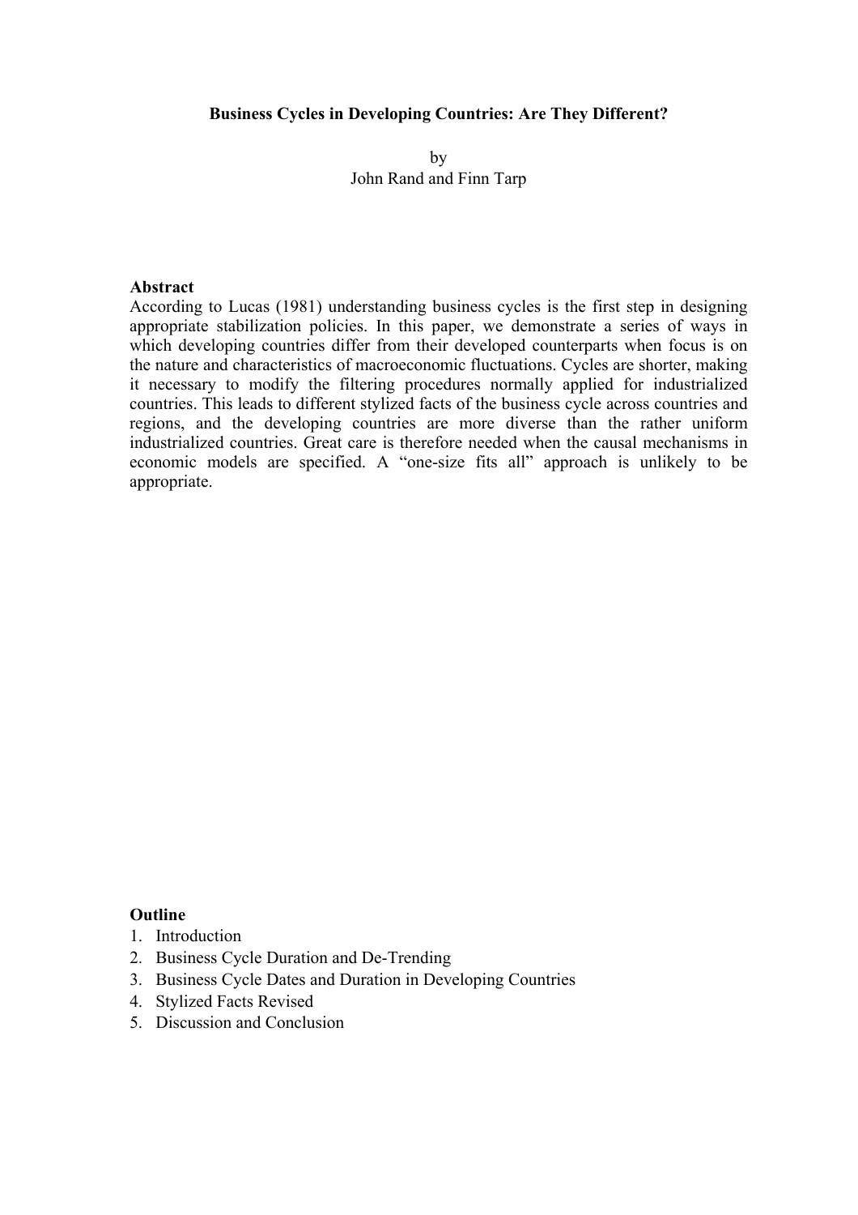# Business Cycles in Developing Countries: Are They Different?

by
John Rand and Finn Tarp

**Abstract**

According to Lucas (1981) understanding business cycles is the first step in designing appropriate stabilization policies. In this paper, we demonstrate a series of ways in which developing countries differ from their developed counterparts when focus is on the nature and characteristics of macroeconomic fluctuations. Cycles are shorter, making it necessary to modify the filtering procedures normally applied for industrialized countries. This leads to different stylized facts of the business cycle across countries and regions, and the developing countries are more diverse than the rather uniform industrialized countries. Great care is therefore needed when the causal mechanisms in economic models are specified. A "one-size fits all" approach is unlikely to be appropriate.

**Outline**

1. Introduction
2. Business Cycle Duration and De-Trending
3. Business Cycle Dates and Duration in Developing Countries
4. Stylized Facts Revised
5. Discussion and Conclusion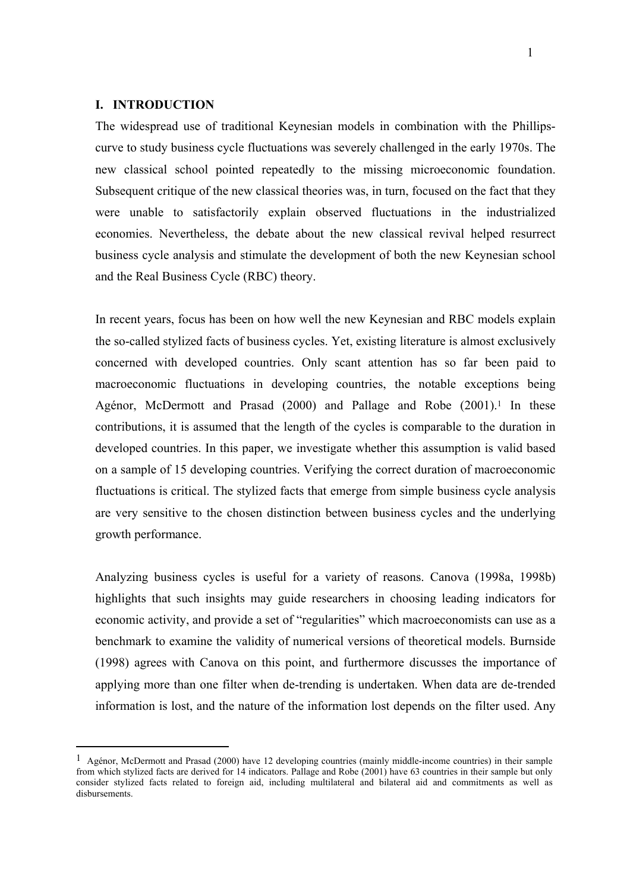## I. INTRODUCTION

The widespread use of traditional Keynesian models in combination with the Phillips-curve to study business cycle fluctuations was severely challenged in the early 1970s. The new classical school pointed repeatedly to the missing microeconomic foundation. Subsequent critique of the new classical theories was, in turn, focused on the fact that they were unable to satisfactorily explain observed fluctuations in the industrialized economies. Nevertheless, the debate about the new classical revival helped resurrect business cycle analysis and stimulate the development of both the new Keynesian school and the Real Business Cycle (RBC) theory.

In recent years, focus has been on how well the new Keynesian and RBC models explain the so-called stylized facts of business cycles. Yet, existing literature is almost exclusively concerned with developed countries. Only scant attention has so far been paid to macroeconomic fluctuations in developing countries, the notable exceptions being Agénor, McDermott and Prasad (2000) and Pallage and Robe (2001).[1] In these contributions, it is assumed that the length of the cycles is comparable to the duration in developed countries. In this paper, we investigate whether this assumption is valid based on a sample of 15 developing countries. Verifying the correct duration of macroeconomic fluctuations is critical. The stylized facts that emerge from simple business cycle analysis are very sensitive to the chosen distinction between business cycles and the underlying growth performance.

Analyzing business cycles is useful for a variety of reasons. Canova (1998a, 1998b) highlights that such insights may guide researchers in choosing leading indicators for economic activity, and provide a set of "regularities" which macroeconomists can use as a benchmark to examine the validity of numerical versions of theoretical models. Burnside (1998) agrees with Canova on this point, and furthermore discusses the importance of applying more than one filter when de-trending is undertaken. When data are de-trended information is lost, and the nature of the information lost depends on the filter used. Any

[1] Agénor, McDermott and Prasad (2000) have 12 developing countries (mainly middle-income countries) in their sample from which stylized facts are derived for 14 indicators. Pallage and Robe (2001) have 63 countries in their sample but only consider stylized facts related to foreign aid, including multilateral and bilateral aid and commitments as well as disbursements.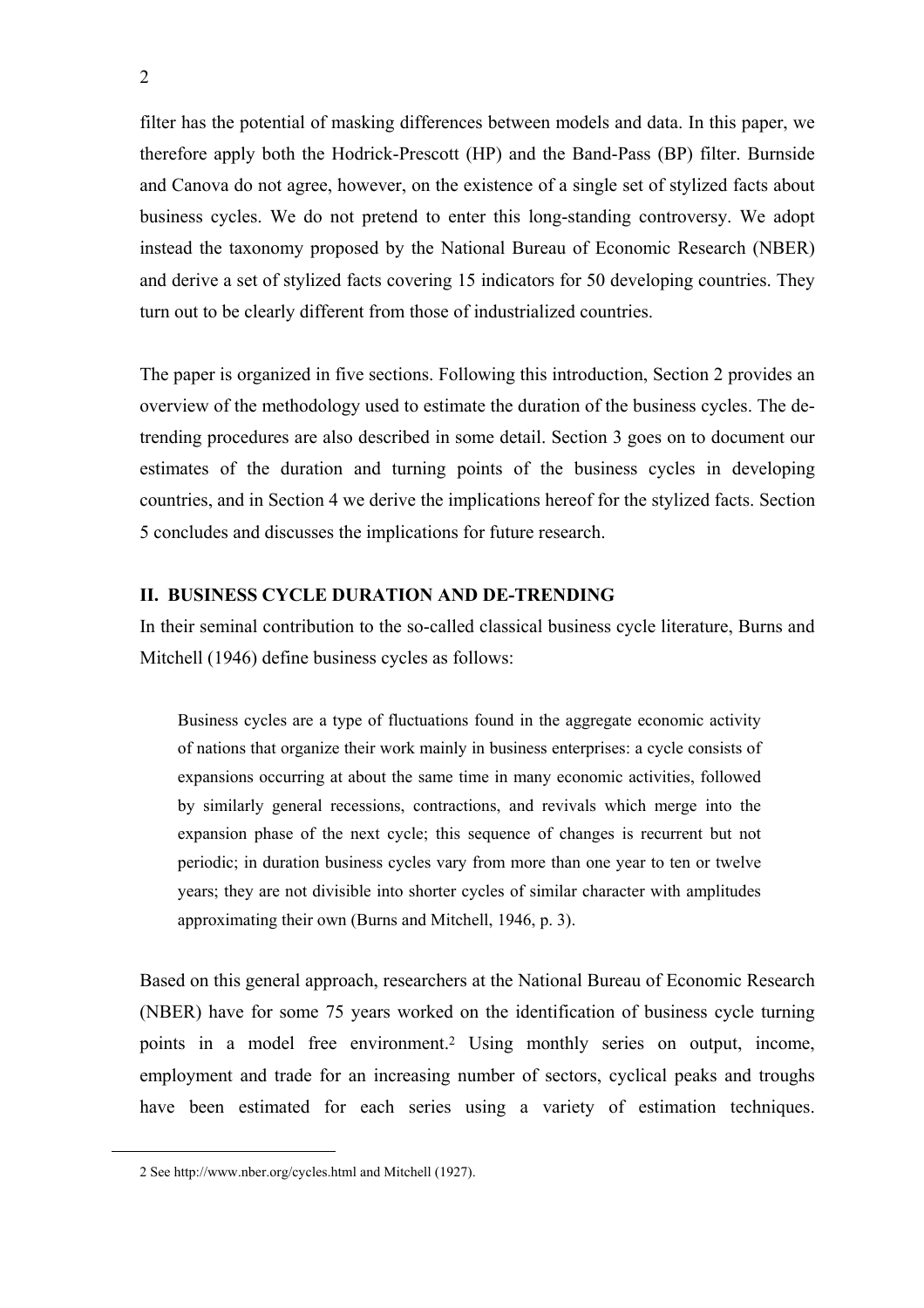filter has the potential of masking differences between models and data. In this paper, we therefore apply both the Hodrick-Prescott (HP) and the Band-Pass (BP) filter. Burnside and Canova do not agree, however, on the existence of a single set of stylized facts about business cycles. We do not pretend to enter this long-standing controversy. We adopt instead the taxonomy proposed by the National Bureau of Economic Research (NBER) and derive a set of stylized facts covering 15 indicators for 50 developing countries. They turn out to be clearly different from those of industrialized countries.

The paper is organized in five sections. Following this introduction, Section 2 provides an overview of the methodology used to estimate the duration of the business cycles. The de-trending procedures are also described in some detail. Section 3 goes on to document our estimates of the duration and turning points of the business cycles in developing countries, and in Section 4 we derive the implications hereof for the stylized facts. Section 5 concludes and discusses the implications for future research.

## II. BUSINESS CYCLE DURATION AND DE-TRENDING

In their seminal contribution to the so-called classical business cycle literature, Burns and Mitchell (1946) define business cycles as follows:

> Business cycles are a type of fluctuations found in the aggregate economic activity of nations that organize their work mainly in business enterprises: a cycle consists of expansions occurring at about the same time in many economic activities, followed by similarly general recessions, contractions, and revivals which merge into the expansion phase of the next cycle; this sequence of changes is recurrent but not periodic; in duration business cycles vary from more than one year to ten or twelve years; they are not divisible into shorter cycles of similar character with amplitudes approximating their own (Burns and Mitchell, 1946, p. 3).

Based on this general approach, researchers at the National Bureau of Economic Research (NBER) have for some 75 years worked on the identification of business cycle turning points in a model free environment.[2] Using monthly series on output, income, employment and trade for an increasing number of sectors, cyclical peaks and troughs have been estimated for each series using a variety of estimation techniques.

2 See http://www.nber.org/cycles.html and Mitchell (1927).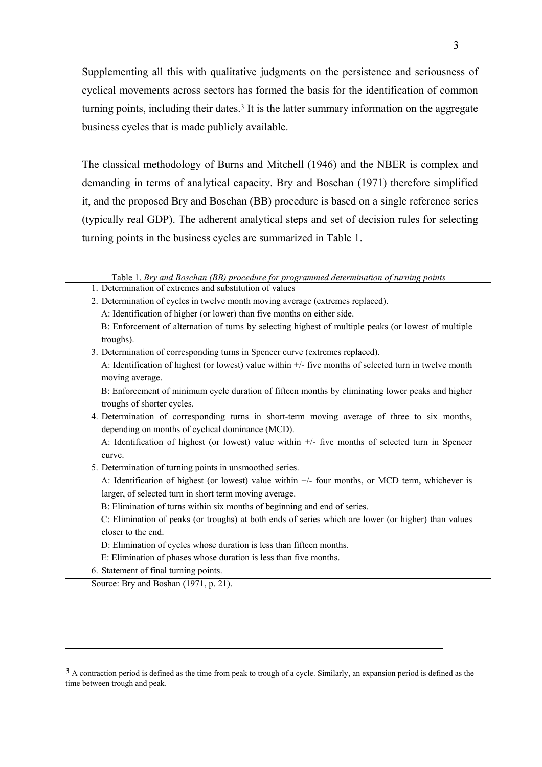Supplementing all this with qualitative judgments on the persistence and seriousness of cyclical movements across sectors has formed the basis for the identification of common turning points, including their dates.[3] It is the latter summary information on the aggregate business cycles that is made publicly available.

The classical methodology of Burns and Mitchell (1946) and the NBER is complex and demanding in terms of analytical capacity. Bry and Boschan (1971) therefore simplified it, and the proposed Bry and Boschan (BB) procedure is based on a single reference series (typically real GDP). The adherent analytical steps and set of decision rules for selecting turning points in the business cycles are summarized in Table 1.

Table 1. *Bry and Boschan (BB) procedure for programmed determination of turning points*

1. Determination of extremes and substitution of values
2. Determination of cycles in twelve month moving average (extremes replaced).
   A: Identification of higher (or lower) than five months on either side.
   B: Enforcement of alternation of turns by selecting highest of multiple peaks (or lowest of multiple troughs).
3. Determination of corresponding turns in Spencer curve (extremes replaced).
   A: Identification of highest (or lowest) value within +/- five months of selected turn in twelve month moving average.
   B: Enforcement of minimum cycle duration of fifteen months by eliminating lower peaks and higher troughs of shorter cycles.
4. Determination of corresponding turns in short-term moving average of three to six months, depending on months of cyclical dominance (MCD).
   A: Identification of highest (or lowest) value within +/- five months of selected turn in Spencer curve.
5. Determination of turning points in unsmoothed series.
   A: Identification of highest (or lowest) value within +/- four months, or MCD term, whichever is larger, of selected turn in short term moving average.
   B: Elimination of turns within six months of beginning and end of series.
   C: Elimination of peaks (or troughs) at both ends of series which are lower (or higher) than values closer to the end.
   D: Elimination of cycles whose duration is less than fifteen months.
   E: Elimination of phases whose duration is less than five months.
6. Statement of final turning points.

Source: Bry and Boshan (1971, p. 21).

---

[3] A contraction period is defined as the time from peak to trough of a cycle. Similarly, an expansion period is defined as the time between trough and peak.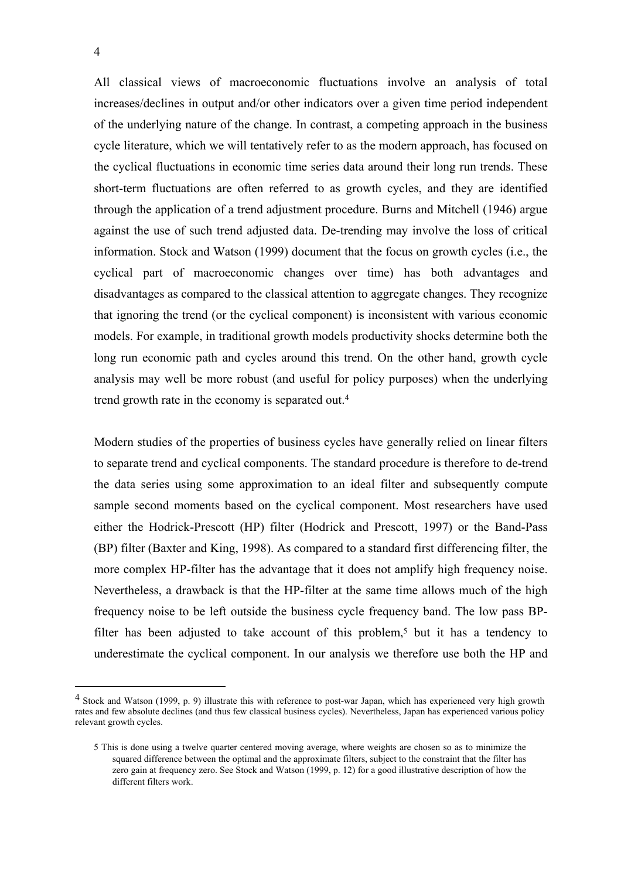All classical views of macroeconomic fluctuations involve an analysis of total increases/declines in output and/or other indicators over a given time period independent of the underlying nature of the change. In contrast, a competing approach in the business cycle literature, which we will tentatively refer to as the modern approach, has focused on the cyclical fluctuations in economic time series data around their long run trends. These short-term fluctuations are often referred to as growth cycles, and they are identified through the application of a trend adjustment procedure. Burns and Mitchell (1946) argue against the use of such trend adjusted data. De-trending may involve the loss of critical information. Stock and Watson (1999) document that the focus on growth cycles (i.e., the cyclical part of macroeconomic changes over time) has both advantages and disadvantages as compared to the classical attention to aggregate changes. They recognize that ignoring the trend (or the cyclical component) is inconsistent with various economic models. For example, in traditional growth models productivity shocks determine both the long run economic path and cycles around this trend. On the other hand, growth cycle analysis may well be more robust (and useful for policy purposes) when the underlying trend growth rate in the economy is separated out.[4]

Modern studies of the properties of business cycles have generally relied on linear filters to separate trend and cyclical components. The standard procedure is therefore to de-trend the data series using some approximation to an ideal filter and subsequently compute sample second moments based on the cyclical component. Most researchers have used either the Hodrick-Prescott (HP) filter (Hodrick and Prescott, 1997) or the Band-Pass (BP) filter (Baxter and King, 1998). As compared to a standard first differencing filter, the more complex HP-filter has the advantage that it does not amplify high frequency noise. Nevertheless, a drawback is that the HP-filter at the same time allows much of the high frequency noise to be left outside the business cycle frequency band. The low pass BP-filter has been adjusted to take account of this problem,[5] but it has a tendency to underestimate the cyclical component. In our analysis we therefore use both the HP and

---

[4] Stock and Watson (1999, p. 9) illustrate this with reference to post-war Japan, which has experienced very high growth rates and few absolute declines (and thus few classical business cycles). Nevertheless, Japan has experienced various policy relevant growth cycles.

[5] This is done using a twelve quarter centered moving average, where weights are chosen so as to minimize the squared difference between the optimal and the approximate filters, subject to the constraint that the filter has zero gain at frequency zero. See Stock and Watson (1999, p. 12) for a good illustrative description of how the different filters work.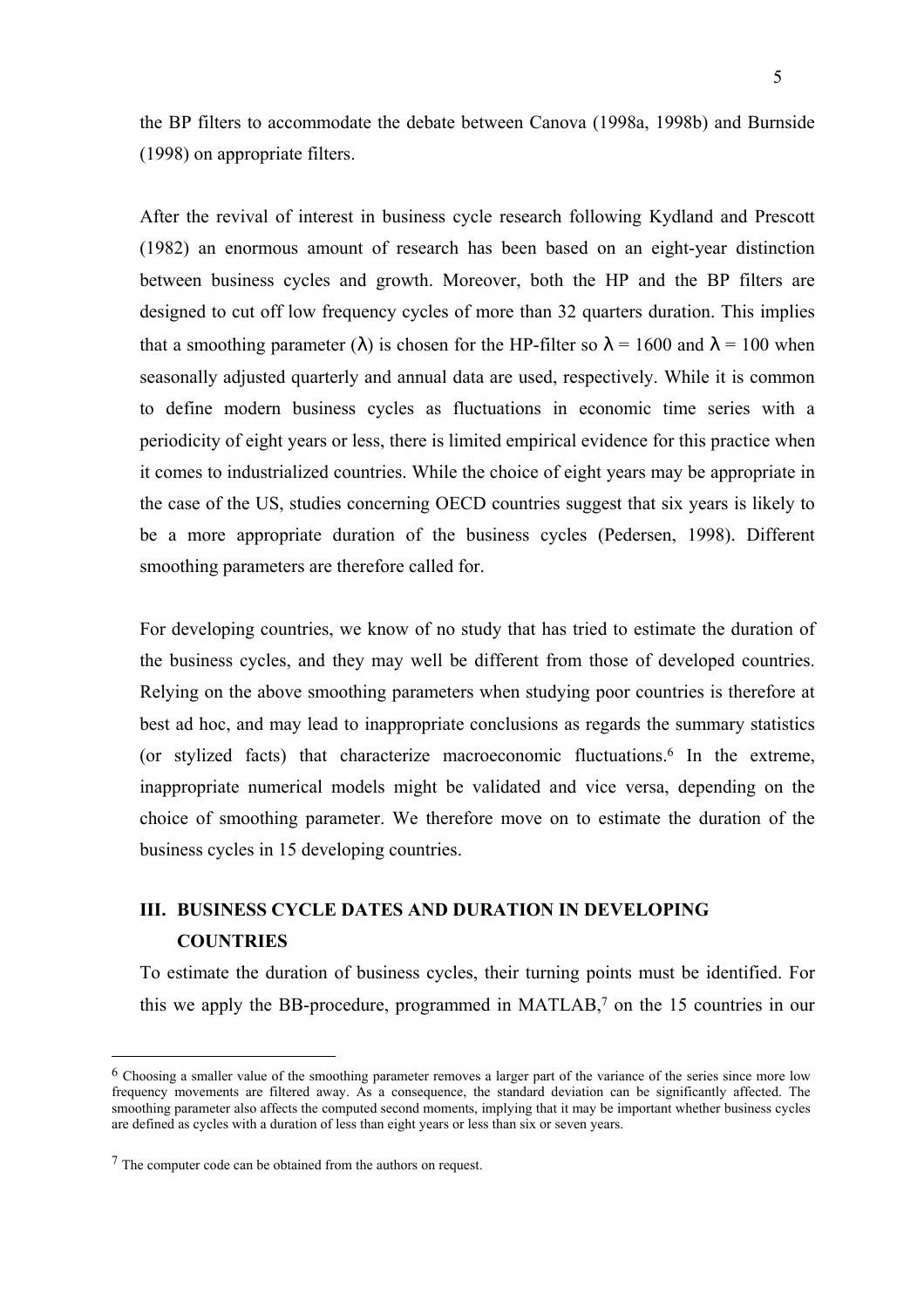the BP filters to accommodate the debate between Canova (1998a, 1998b) and Burnside (1998) on appropriate filters.

After the revival of interest in business cycle research following Kydland and Prescott (1982) an enormous amount of research has been based on an eight-year distinction between business cycles and growth. Moreover, both the HP and the BP filters are designed to cut off low frequency cycles of more than 32 quarters duration. This implies that a smoothing parameter ($\lambda$) is chosen for the HP-filter so $\lambda = 1600$ and $\lambda = 100$ when seasonally adjusted quarterly and annual data are used, respectively. While it is common to define modern business cycles as fluctuations in economic time series with a periodicity of eight years or less, there is limited empirical evidence for this practice when it comes to industrialized countries. While the choice of eight years may be appropriate in the case of the US, studies concerning OECD countries suggest that six years is likely to be a more appropriate duration of the business cycles (Pedersen, 1998). Different smoothing parameters are therefore called for.

For developing countries, we know of no study that has tried to estimate the duration of the business cycles, and they may well be different from those of developed countries. Relying on the above smoothing parameters when studying poor countries is therefore at best ad hoc, and may lead to inappropriate conclusions as regards the summary statistics (or stylized facts) that characterize macroeconomic fluctuations.[6] In the extreme, inappropriate numerical models might be validated and vice versa, depending on the choice of smoothing parameter. We therefore move on to estimate the duration of the business cycles in 15 developing countries.

## III. BUSINESS CYCLE DATES AND DURATION IN DEVELOPING COUNTRIES

To estimate the duration of business cycles, their turning points must be identified. For this we apply the BB-procedure, programmed in MATLAB,[7] on the 15 countries in our

---

[6] Choosing a smaller value of the smoothing parameter removes a larger part of the variance of the series since more low frequency movements are filtered away. As a consequence, the standard deviation can be significantly affected. The smoothing parameter also affects the computed second moments, implying that it may be important whether business cycles are defined as cycles with a duration of less than eight years or less than six or seven years.

[7] The computer code can be obtained from the authors on request.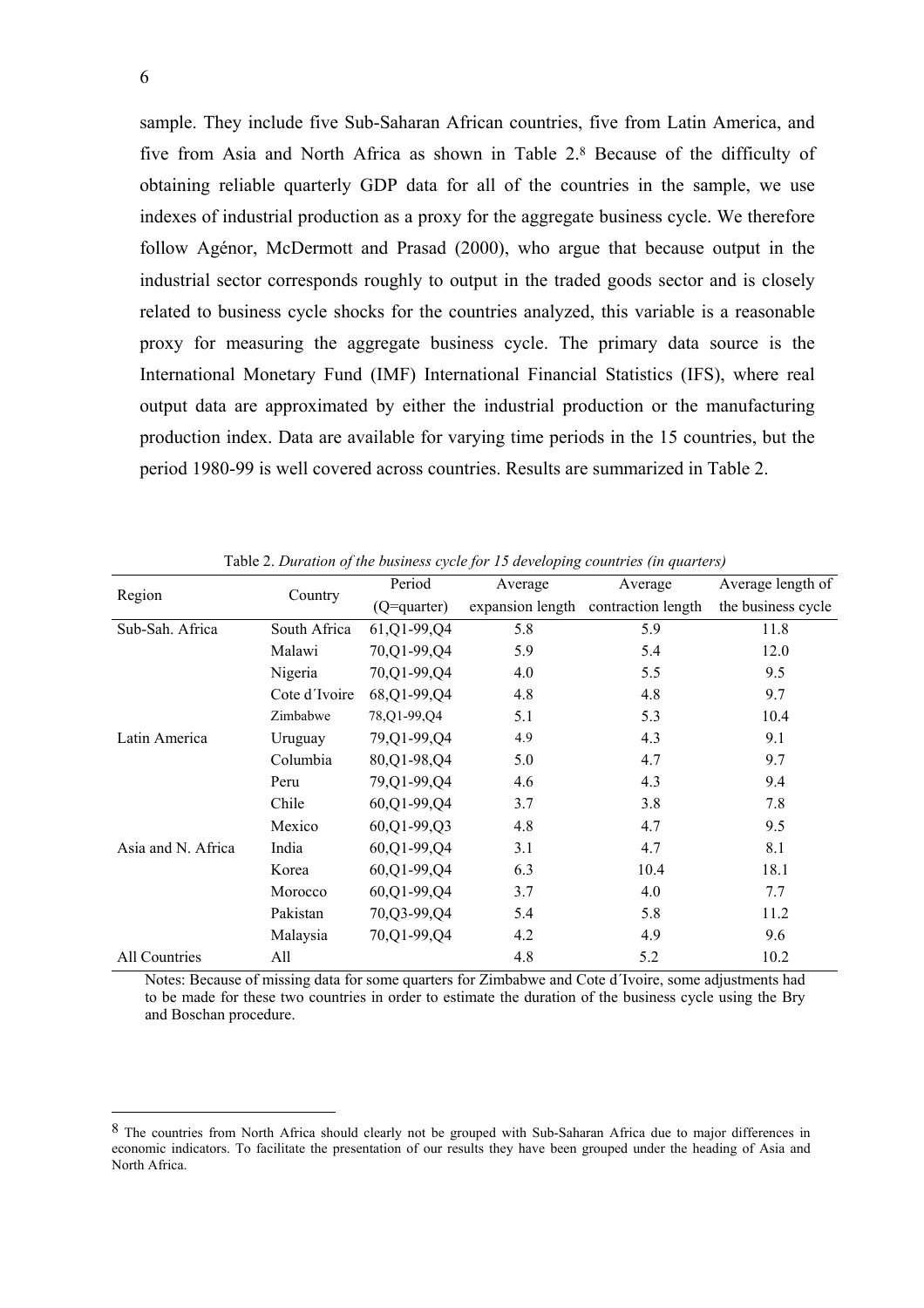sample. They include five Sub-Saharan African countries, five from Latin America, and five from Asia and North Africa as shown in Table 2.[8] Because of the difficulty of obtaining reliable quarterly GDP data for all of the countries in the sample, we use indexes of industrial production as a proxy for the aggregate business cycle. We therefore follow Agénor, McDermott and Prasad (2000), who argue that because output in the industrial sector corresponds roughly to output in the traded goods sector and is closely related to business cycle shocks for the countries analyzed, this variable is a reasonable proxy for measuring the aggregate business cycle. The primary data source is the International Monetary Fund (IMF) International Financial Statistics (IFS), where real output data are approximated by either the industrial production or the manufacturing production index. Data are available for varying time periods in the 15 countries, but the period 1980-99 is well covered across countries. Results are summarized in Table 2.

Table 2. *Duration of the business cycle for 15 developing countries (in quarters)*

| Region | Country | Period (Q=quarter) | Average expansion length | Average contraction length | Average length of the business cycle |
|---|---|---|---|---|---|
| Sub-Sah. Africa | South Africa | 61,Q1-99,Q4 | 5.8 | 5.9 | 11.8 |
| | Malawi | 70,Q1-99,Q4 | 5.9 | 5.4 | 12.0 |
| | Nigeria | 70,Q1-99,Q4 | 4.0 | 5.5 | 9.5 |
| | Cote d´Ivoire | 68,Q1-99,Q4 | 4.8 | 4.8 | 9.7 |
| | Zimbabwe | 78,Q1-99,Q4 | 5.1 | 5.3 | 10.4 |
| Latin America | Uruguay | 79,Q1-99,Q4 | 4.9 | 4.3 | 9.1 |
| | Columbia | 80,Q1-98,Q4 | 5.0 | 4.7 | 9.7 |
| | Peru | 79,Q1-99,Q4 | 4.6 | 4.3 | 9.4 |
| | Chile | 60,Q1-99,Q4 | 3.7 | 3.8 | 7.8 |
| | Mexico | 60,Q1-99,Q3 | 4.8 | 4.7 | 9.5 |
| Asia and N. Africa | India | 60,Q1-99,Q4 | 3.1 | 4.7 | 8.1 |
| | Korea | 60,Q1-99,Q4 | 6.3 | 10.4 | 18.1 |
| | Morocco | 60,Q1-99,Q4 | 3.7 | 4.0 | 7.7 |
| | Pakistan | 70,Q3-99,Q4 | 5.4 | 5.8 | 11.2 |
| | Malaysia | 70,Q1-99,Q4 | 4.2 | 4.9 | 9.6 |
| All Countries | All | | 4.8 | 5.2 | 10.2 |

Notes: Because of missing data for some quarters for Zimbabwe and Cote d´Ivoire, some adjustments had to be made for these two countries in order to estimate the duration of the business cycle using the Bry and Boschan procedure.

[8] The countries from North Africa should clearly not be grouped with Sub-Saharan Africa due to major differences in economic indicators. To facilitate the presentation of our results they have been grouped under the heading of Asia and North Africa.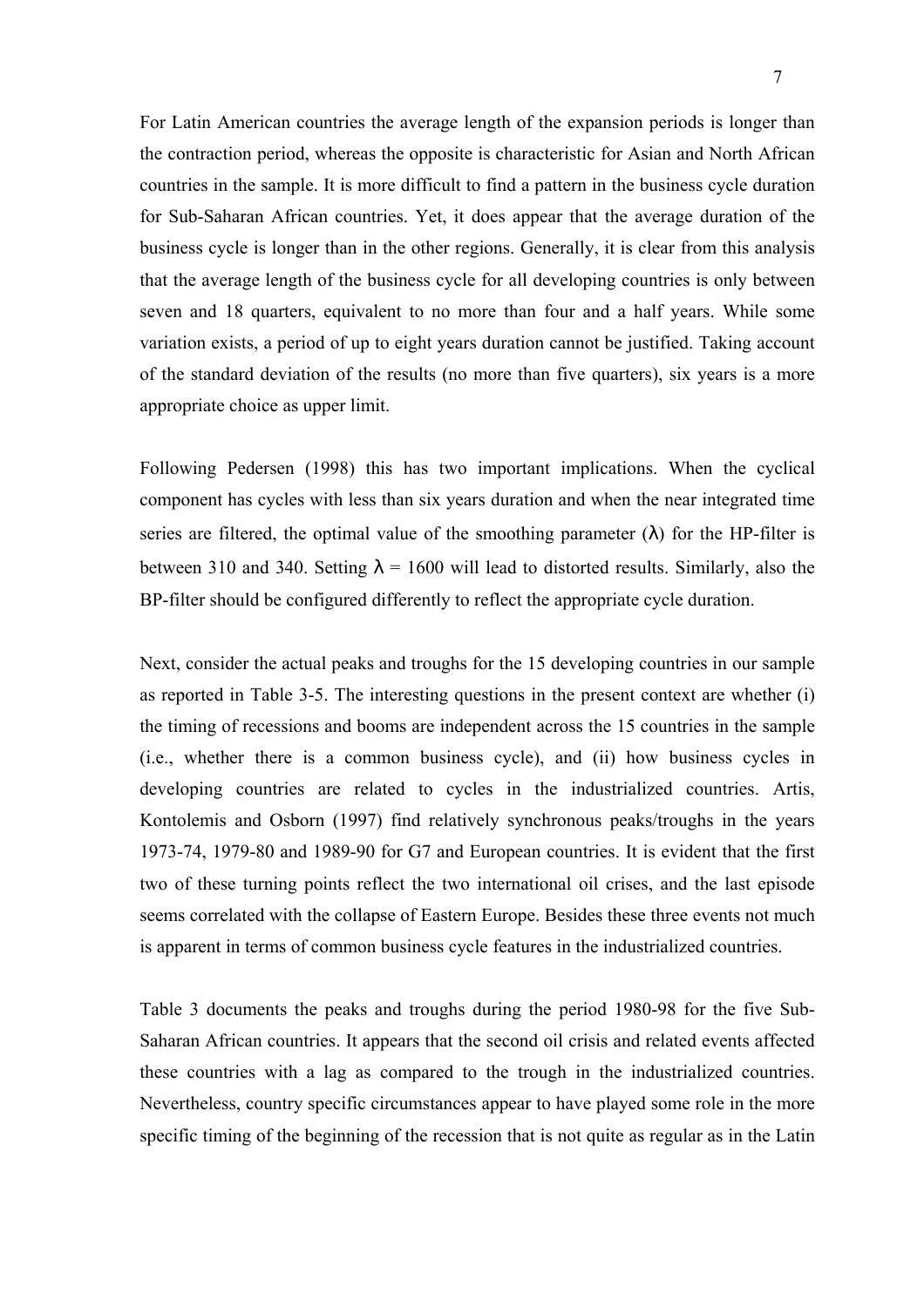For Latin American countries the average length of the expansion periods is longer than the contraction period, whereas the opposite is characteristic for Asian and North African countries in the sample. It is more difficult to find a pattern in the business cycle duration for Sub-Saharan African countries. Yet, it does appear that the average duration of the business cycle is longer than in the other regions. Generally, it is clear from this analysis that the average length of the business cycle for all developing countries is only between seven and 18 quarters, equivalent to no more than four and a half years. While some variation exists, a period of up to eight years duration cannot be justified. Taking account of the standard deviation of the results (no more than five quarters), six years is a more appropriate choice as upper limit.

Following Pedersen (1998) this has two important implications. When the cyclical component has cycles with less than six years duration and when the near integrated time series are filtered, the optimal value of the smoothing parameter ($\lambda$) for the HP-filter is between 310 and 340. Setting $\lambda$ = 1600 will lead to distorted results. Similarly, also the BP-filter should be configured differently to reflect the appropriate cycle duration.

Next, consider the actual peaks and troughs for the 15 developing countries in our sample as reported in Table 3-5. The interesting questions in the present context are whether (i) the timing of recessions and booms are independent across the 15 countries in the sample (i.e., whether there is a common business cycle), and (ii) how business cycles in developing countries are related to cycles in the industrialized countries. Artis, Kontolemis and Osborn (1997) find relatively synchronous peaks/troughs in the years 1973-74, 1979-80 and 1989-90 for G7 and European countries. It is evident that the first two of these turning points reflect the two international oil crises, and the last episode seems correlated with the collapse of Eastern Europe. Besides these three events not much is apparent in terms of common business cycle features in the industrialized countries.

Table 3 documents the peaks and troughs during the period 1980-98 for the five Sub-Saharan African countries. It appears that the second oil crisis and related events affected these countries with a lag as compared to the trough in the industrialized countries. Nevertheless, country specific circumstances appear to have played some role in the more specific timing of the beginning of the recession that is not quite as regular as in the Latin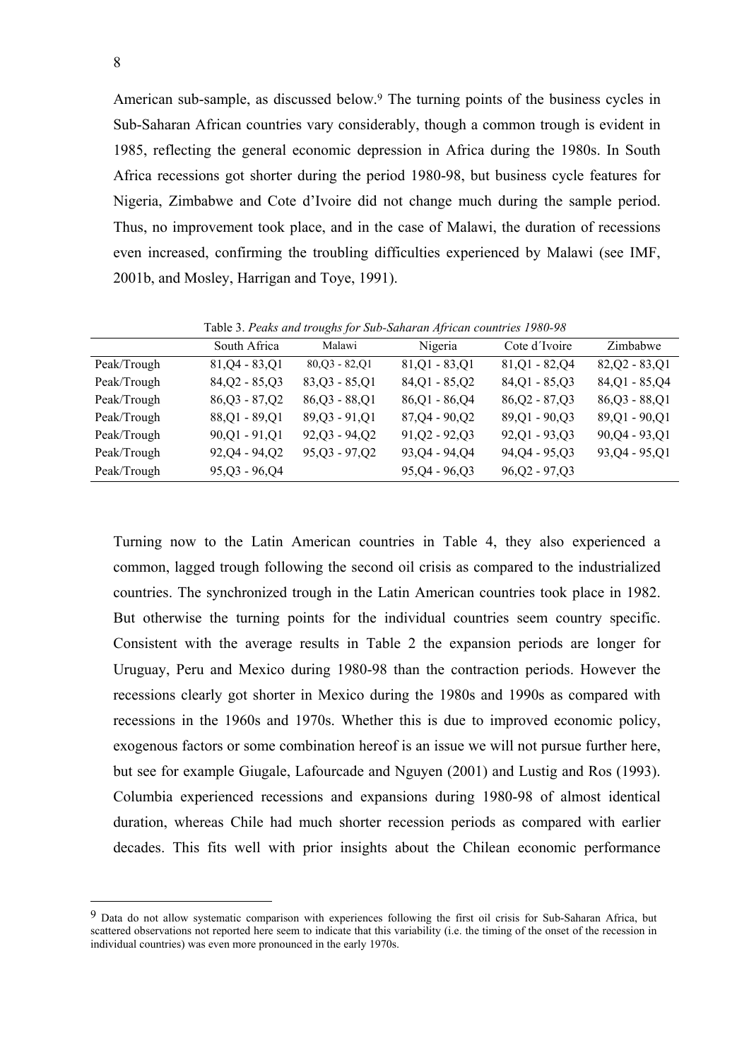American sub-sample, as discussed below.[9] The turning points of the business cycles in Sub-Saharan African countries vary considerably, though a common trough is evident in 1985, reflecting the general economic depression in Africa during the 1980s. In South Africa recessions got shorter during the period 1980-98, but business cycle features for Nigeria, Zimbabwe and Cote d'Ivoire did not change much during the sample period. Thus, no improvement took place, and in the case of Malawi, the duration of recessions even increased, confirming the troubling difficulties experienced by Malawi (see IMF, 2001b, and Mosley, Harrigan and Toye, 1991).

Table 3. *Peaks and troughs for Sub-Saharan African countries 1980-98*

| | South Africa | Malawi | Nigeria | Cote d´Ivoire | Zimbabwe |
|---|---|---|---|---|---|
| Peak/Trough | 81,Q4 - 83,Q1 | 80,Q3 - 82,Q1 | 81,Q1 - 83,Q1 | 81,Q1 - 82,Q4 | 82,Q2 - 83,Q1 |
| Peak/Trough | 84,Q2 - 85,Q3 | 83,Q3 - 85,Q1 | 84,Q1 - 85,Q2 | 84,Q1 - 85,Q3 | 84,Q1 - 85,Q4 |
| Peak/Trough | 86,Q3 - 87,Q2 | 86,Q3 - 88,Q1 | 86,Q1 - 86,Q4 | 86,Q2 - 87,Q3 | 86,Q3 - 88,Q1 |
| Peak/Trough | 88,Q1 - 89,Q1 | 89,Q3 - 91,Q1 | 87,Q4 - 90,Q2 | 89,Q1 - 90,Q3 | 89,Q1 - 90,Q1 |
| Peak/Trough | 90,Q1 - 91,Q1 | 92,Q3 - 94,Q2 | 91,Q2 - 92,Q3 | 92,Q1 - 93,Q3 | 90,Q4 - 93,Q1 |
| Peak/Trough | 92,Q4 - 94,Q2 | 95,Q3 - 97,Q2 | 93,Q4 - 94,Q4 | 94,Q4 - 95,Q3 | 93,Q4 - 95,Q1 |
| Peak/Trough | 95,Q3 - 96,Q4 | | 95,Q4 - 96,Q3 | 96,Q2 - 97,Q3 | |

Turning now to the Latin American countries in Table 4, they also experienced a common, lagged trough following the second oil crisis as compared to the industrialized countries. The synchronized trough in the Latin American countries took place in 1982. But otherwise the turning points for the individual countries seem country specific. Consistent with the average results in Table 2 the expansion periods are longer for Uruguay, Peru and Mexico during 1980-98 than the contraction periods. However the recessions clearly got shorter in Mexico during the 1980s and 1990s as compared with recessions in the 1960s and 1970s. Whether this is due to improved economic policy, exogenous factors or some combination hereof is an issue we will not pursue further here, but see for example Giugale, Lafourcade and Nguyen (2001) and Lustig and Ros (1993). Columbia experienced recessions and expansions during 1980-98 of almost identical duration, whereas Chile had much shorter recession periods as compared with earlier decades. This fits well with prior insights about the Chilean economic performance

[9] Data do not allow systematic comparison with experiences following the first oil crisis for Sub-Saharan Africa, but scattered observations not reported here seem to indicate that this variability (i.e. the timing of the onset of the recession in individual countries) was even more pronounced in the early 1970s.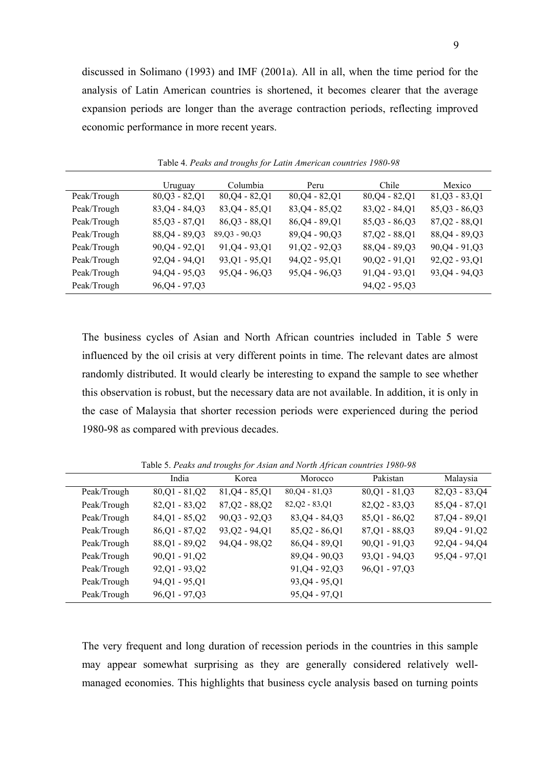discussed in Solimano (1993) and IMF (2001a). All in all, when the time period for the analysis of Latin American countries is shortened, it becomes clearer that the average expansion periods are longer than the average contraction periods, reflecting improved economic performance in more recent years.

Table 4. *Peaks and troughs for Latin American countries 1980-98*

| | Uruguay | Columbia | Peru | Chile | Mexico |
|---|---|---|---|---|---|
| Peak/Trough | 80,Q3 - 82,Q1 | 80,Q4 - 82,Q1 | 80,Q4 - 82,Q1 | 80,Q4 - 82,Q1 | 81,Q3 - 83,Q1 |
| Peak/Trough | 83,Q4 - 84,Q3 | 83,Q4 - 85,Q1 | 83,Q4 - 85,Q2 | 83,Q2 - 84,Q1 | 85,Q3 - 86,Q3 |
| Peak/Trough | 85,Q3 - 87,Q1 | 86,Q3 - 88,Q1 | 86,Q4 - 89,Q1 | 85,Q3 - 86,Q3 | 87,Q2 - 88,Q1 |
| Peak/Trough | 88,Q4 - 89,Q3 | 89,Q3 - 90,Q3 | 89,Q4 - 90,Q3 | 87,Q2 - 88,Q1 | 88,Q4 - 89,Q3 |
| Peak/Trough | 90,Q4 - 92,Q1 | 91,Q4 - 93,Q1 | 91,Q2 - 92,Q3 | 88,Q4 - 89,Q3 | 90,Q4 - 91,Q3 |
| Peak/Trough | 92,Q4 - 94,Q1 | 93,Q1 - 95,Q1 | 94,Q2 - 95,Q1 | 90,Q2 - 91,Q1 | 92,Q2 - 93,Q1 |
| Peak/Trough | 94,Q4 - 95,Q3 | 95,Q4 - 96,Q3 | 95,Q4 - 96,Q3 | 91,Q4 - 93,Q1 | 93,Q4 - 94,Q3 |
| Peak/Trough | 96,Q4 - 97,Q3 | | | 94,Q2 - 95,Q3 | |

The business cycles of Asian and North African countries included in Table 5 were influenced by the oil crisis at very different points in time. The relevant dates are almost randomly distributed. It would clearly be interesting to expand the sample to see whether this observation is robust, but the necessary data are not available. In addition, it is only in the case of Malaysia that shorter recession periods were experienced during the period 1980-98 as compared with previous decades.

Table 5. *Peaks and troughs for Asian and North African countries 1980-98*

| | India | Korea | Morocco | Pakistan | Malaysia |
|---|---|---|---|---|---|
| Peak/Trough | 80,Q1 - 81,Q2 | 81,Q4 - 85,Q1 | 80,Q4 - 81,Q3 | 80,Q1 - 81,Q3 | 82,Q3 - 83,Q4 |
| Peak/Trough | 82,Q1 - 83,Q2 | 87,Q2 - 88,Q2 | 82,Q2 - 83,Q1 | 82,Q2 - 83,Q3 | 85,Q4 - 87,Q1 |
| Peak/Trough | 84,Q1 - 85,Q2 | 90,Q3 - 92,Q3 | 83,Q4 - 84,Q3 | 85,Q1 - 86,Q2 | 87,Q4 - 89,Q1 |
| Peak/Trough | 86,Q1 - 87,Q2 | 93,Q2 - 94,Q1 | 85,Q2 - 86,Q1 | 87,Q1 - 88,Q3 | 89,Q4 - 91,Q2 |
| Peak/Trough | 88,Q1 - 89,Q2 | 94,Q4 - 98,Q2 | 86,Q4 - 89,Q1 | 90,Q1 - 91,Q3 | 92,Q4 - 94,Q4 |
| Peak/Trough | 90,Q1 - 91,Q2 | | 89,Q4 - 90,Q3 | 93,Q1 - 94,Q3 | 95,Q4 - 97,Q1 |
| Peak/Trough | 92,Q1 - 93,Q2 | | 91,Q4 - 92,Q3 | 96,Q1 - 97,Q3 | |
| Peak/Trough | 94,Q1 - 95,Q1 | | 93,Q4 - 95,Q1 | | |
| Peak/Trough | 96,Q1 - 97,Q3 | | 95,Q4 - 97,Q1 | | |

The very frequent and long duration of recession periods in the countries in this sample may appear somewhat surprising as they are generally considered relatively well-managed economies. This highlights that business cycle analysis based on turning points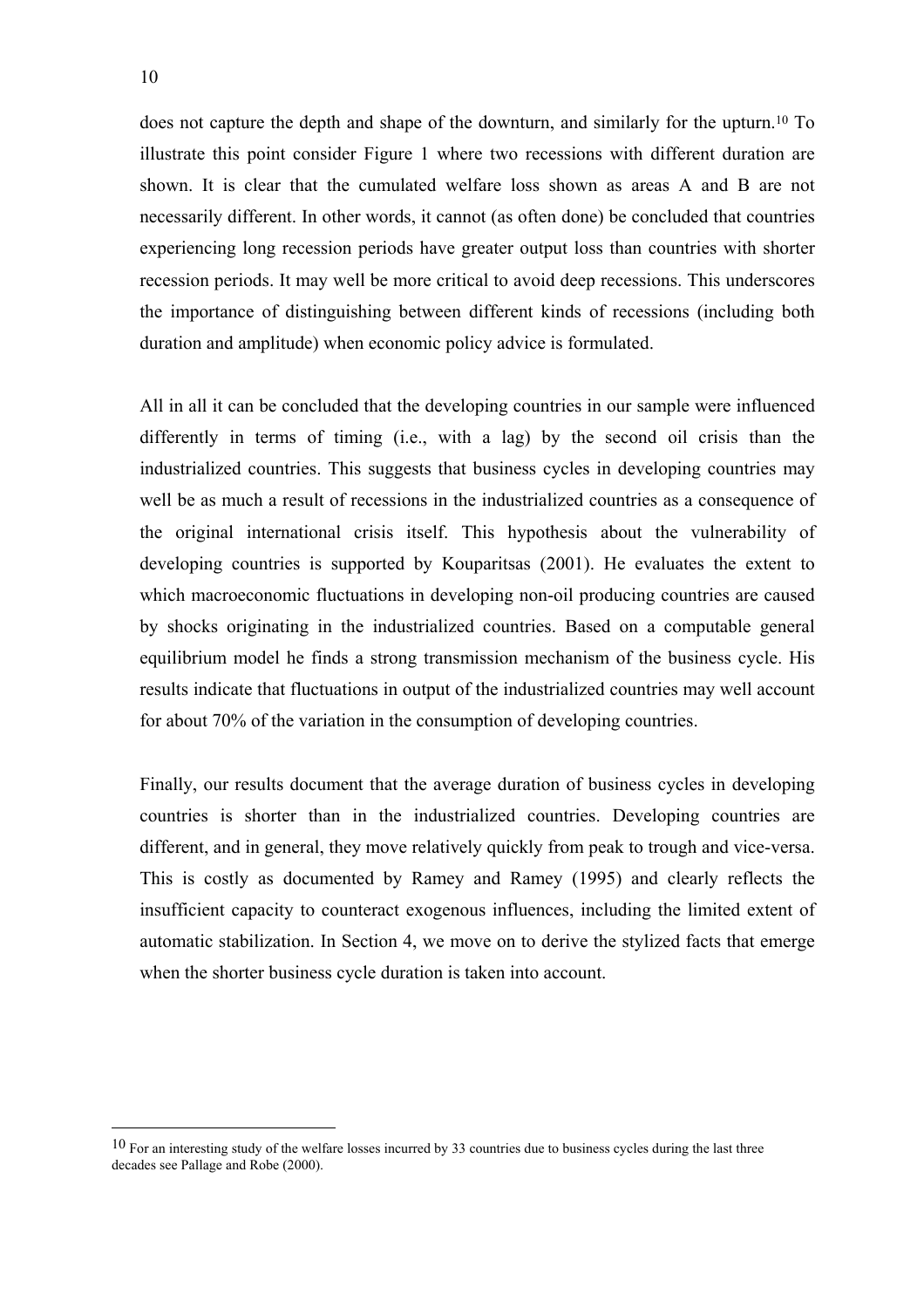does not capture the depth and shape of the downturn, and similarly for the upturn.[10] To illustrate this point consider Figure 1 where two recessions with different duration are shown. It is clear that the cumulated welfare loss shown as areas A and B are not necessarily different. In other words, it cannot (as often done) be concluded that countries experiencing long recession periods have greater output loss than countries with shorter recession periods. It may well be more critical to avoid deep recessions. This underscores the importance of distinguishing between different kinds of recessions (including both duration and amplitude) when economic policy advice is formulated.

All in all it can be concluded that the developing countries in our sample were influenced differently in terms of timing (i.e., with a lag) by the second oil crisis than the industrialized countries. This suggests that business cycles in developing countries may well be as much a result of recessions in the industrialized countries as a consequence of the original international crisis itself. This hypothesis about the vulnerability of developing countries is supported by Kouparitsas (2001). He evaluates the extent to which macroeconomic fluctuations in developing non-oil producing countries are caused by shocks originating in the industrialized countries. Based on a computable general equilibrium model he finds a strong transmission mechanism of the business cycle. His results indicate that fluctuations in output of the industrialized countries may well account for about 70% of the variation in the consumption of developing countries.

Finally, our results document that the average duration of business cycles in developing countries is shorter than in the industrialized countries. Developing countries are different, and in general, they move relatively quickly from peak to trough and vice-versa. This is costly as documented by Ramey and Ramey (1995) and clearly reflects the insufficient capacity to counteract exogenous influences, including the limited extent of automatic stabilization. In Section 4, we move on to derive the stylized facts that emerge when the shorter business cycle duration is taken into account.

[10] For an interesting study of the welfare losses incurred by 33 countries due to business cycles during the last three decades see Pallage and Robe (2000).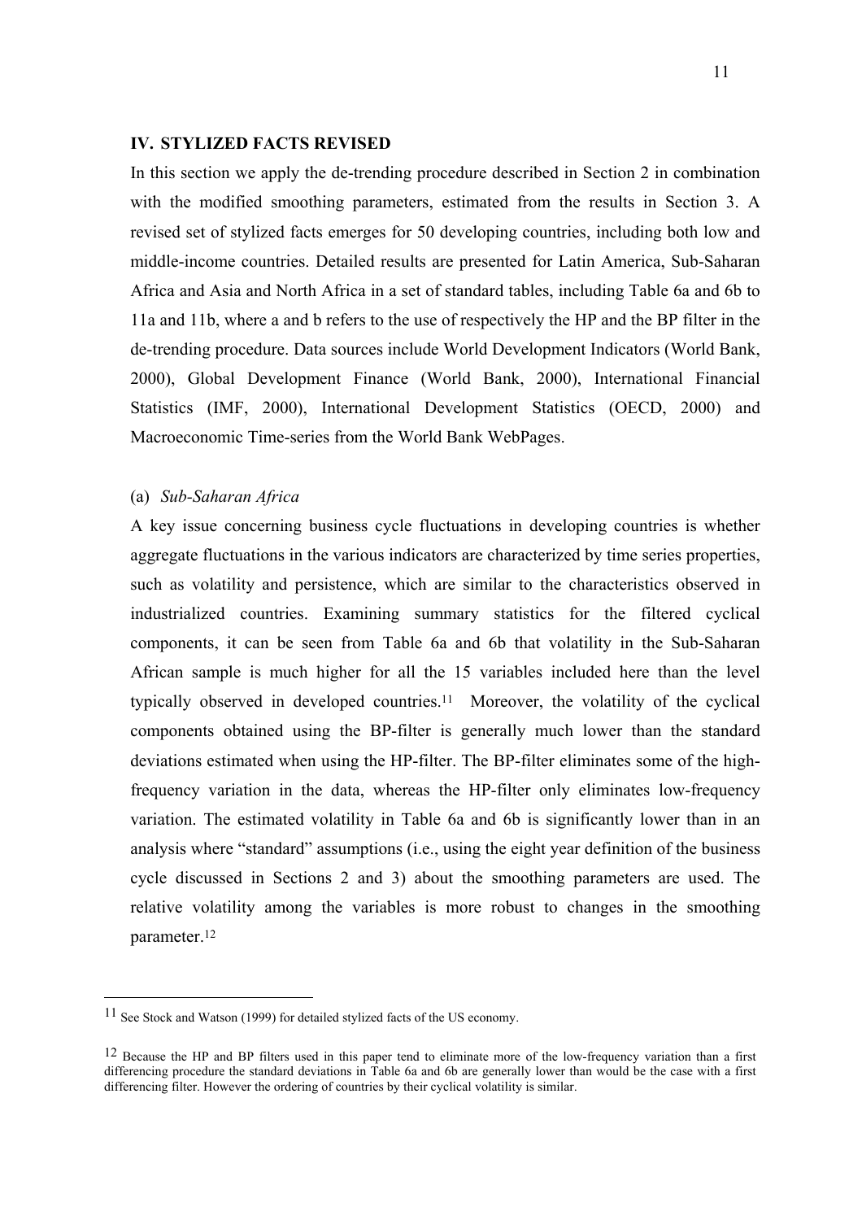## IV. STYLIZED FACTS REVISED

In this section we apply the de-trending procedure described in Section 2 in combination with the modified smoothing parameters, estimated from the results in Section 3. A revised set of stylized facts emerges for 50 developing countries, including both low and middle-income countries. Detailed results are presented for Latin America, Sub-Saharan Africa and Asia and North Africa in a set of standard tables, including Table 6a and 6b to 11a and 11b, where a and b refers to the use of respectively the HP and the BP filter in the de-trending procedure. Data sources include World Development Indicators (World Bank, 2000), Global Development Finance (World Bank, 2000), International Financial Statistics (IMF, 2000), International Development Statistics (OECD, 2000) and Macroeconomic Time-series from the World Bank WebPages.

### (a) *Sub-Saharan Africa*

A key issue concerning business cycle fluctuations in developing countries is whether aggregate fluctuations in the various indicators are characterized by time series properties, such as volatility and persistence, which are similar to the characteristics observed in industrialized countries. Examining summary statistics for the filtered cyclical components, it can be seen from Table 6a and 6b that volatility in the Sub-Saharan African sample is much higher for all the 15 variables included here than the level typically observed in developed countries.[11] Moreover, the volatility of the cyclical components obtained using the BP-filter is generally much lower than the standard deviations estimated when using the HP-filter. The BP-filter eliminates some of the high-frequency variation in the data, whereas the HP-filter only eliminates low-frequency variation. The estimated volatility in Table 6a and 6b is significantly lower than in an analysis where "standard" assumptions (i.e., using the eight year definition of the business cycle discussed in Sections 2 and 3) about the smoothing parameters are used. The relative volatility among the variables is more robust to changes in the smoothing parameter.[12]

[11] See Stock and Watson (1999) for detailed stylized facts of the US economy.

[12] Because the HP and BP filters used in this paper tend to eliminate more of the low-frequency variation than a first differencing procedure the standard deviations in Table 6a and 6b are generally lower than would be the case with a first differencing filter. However the ordering of countries by their cyclical volatility is similar.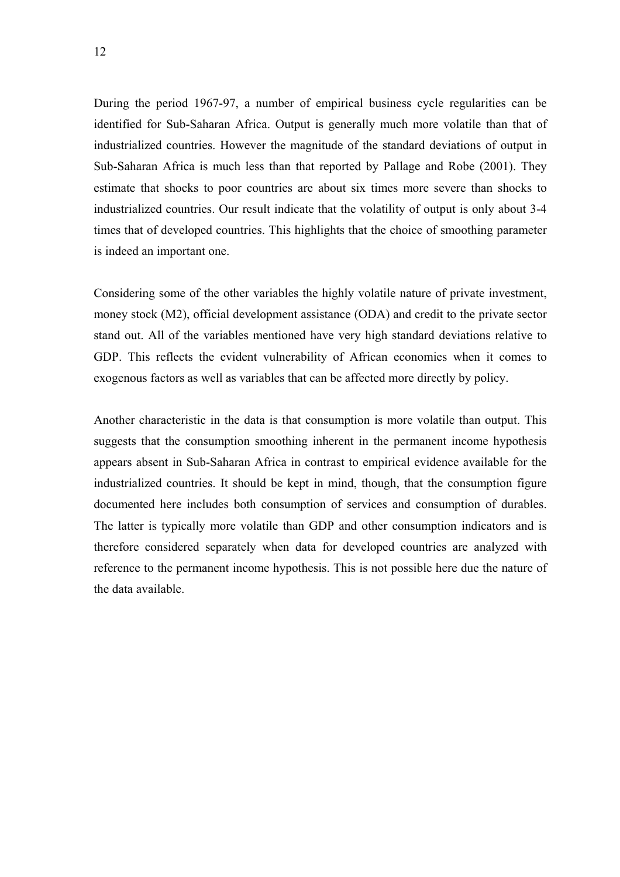During the period 1967-97, a number of empirical business cycle regularities can be identified for Sub-Saharan Africa. Output is generally much more volatile than that of industrialized countries. However the magnitude of the standard deviations of output in Sub-Saharan Africa is much less than that reported by Pallage and Robe (2001). They estimate that shocks to poor countries are about six times more severe than shocks to industrialized countries. Our result indicate that the volatility of output is only about 3-4 times that of developed countries. This highlights that the choice of smoothing parameter is indeed an important one.

Considering some of the other variables the highly volatile nature of private investment, money stock (M2), official development assistance (ODA) and credit to the private sector stand out. All of the variables mentioned have very high standard deviations relative to GDP. This reflects the evident vulnerability of African economies when it comes to exogenous factors as well as variables that can be affected more directly by policy.

Another characteristic in the data is that consumption is more volatile than output. This suggests that the consumption smoothing inherent in the permanent income hypothesis appears absent in Sub-Saharan Africa in contrast to empirical evidence available for the industrialized countries. It should be kept in mind, though, that the consumption figure documented here includes both consumption of services and consumption of durables. The latter is typically more volatile than GDP and other consumption indicators and is therefore considered separately when data for developed countries are analyzed with reference to the permanent income hypothesis. This is not possible here due the nature of the data available.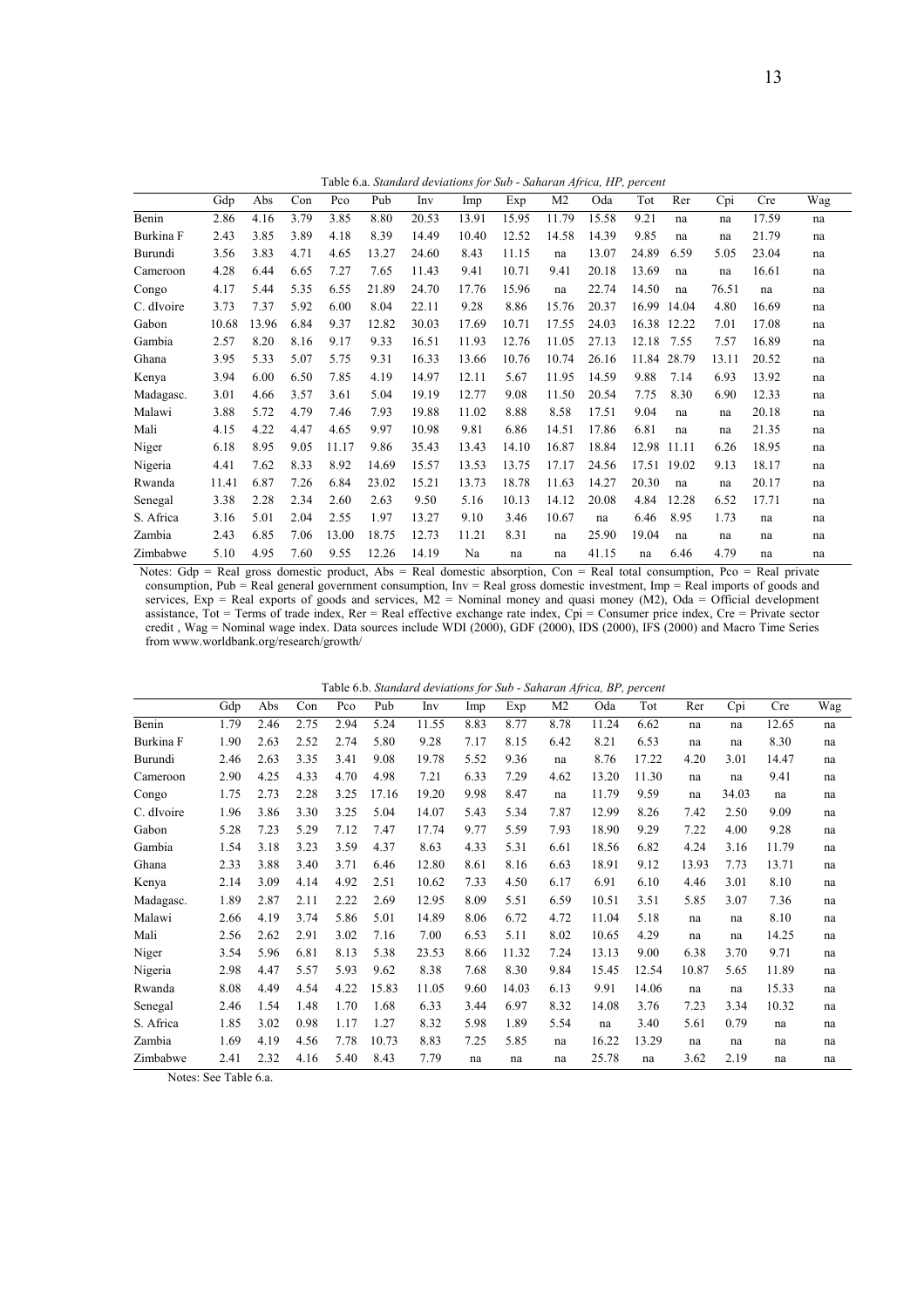Table 6.a. *Standard deviations for Sub - Saharan Africa, HP, percent*

| | Gdp | Abs | Con | Pco | Pub | Inv | Imp | Exp | M2 | Oda | Tot | Rer | Cpi | Cre | Wag |
|---|---|---|---|---|---|---|---|---|---|---|---|---|---|---|---|
| Benin | 2.86 | 4.16 | 3.79 | 3.85 | 8.80 | 20.53 | 13.91 | 15.95 | 11.79 | 15.58 | 9.21 | na | na | 17.59 | na |
| Burkina F | 2.43 | 3.85 | 3.89 | 4.18 | 8.39 | 14.49 | 10.40 | 12.52 | 14.58 | 14.39 | 9.85 | na | na | 21.79 | na |
| Burundi | 3.56 | 3.83 | 4.71 | 4.65 | 13.27 | 24.60 | 8.43 | 11.15 | na | 13.07 | 24.89 | 6.59 | 5.05 | 23.04 | na |
| Cameroon | 4.28 | 6.44 | 6.65 | 7.27 | 7.65 | 11.43 | 9.41 | 10.71 | 9.41 | 20.18 | 13.69 | na | na | 16.61 | na |
| Congo | 4.17 | 5.44 | 5.35 | 6.55 | 21.89 | 24.70 | 17.76 | 15.96 | na | 22.74 | 14.50 | na | 76.51 | na | na |
| C. dIvoire | 3.73 | 7.37 | 5.92 | 6.00 | 8.04 | 22.11 | 9.28 | 8.86 | 15.76 | 20.37 | 16.99 | 14.04 | 4.80 | 16.69 | na |
| Gabon | 10.68 | 13.96 | 6.84 | 9.37 | 12.82 | 30.03 | 17.69 | 10.71 | 17.55 | 24.03 | 16.38 | 12.22 | 7.01 | 17.08 | na |
| Gambia | 2.57 | 8.20 | 8.16 | 9.17 | 9.33 | 16.51 | 11.93 | 12.76 | 11.05 | 27.13 | 12.18 | 7.55 | 7.57 | 16.89 | na |
| Ghana | 3.95 | 5.33 | 5.07 | 5.75 | 9.31 | 16.33 | 13.66 | 10.76 | 10.74 | 26.16 | 11.84 | 28.79 | 13.11 | 20.52 | na |
| Kenya | 3.94 | 6.00 | 6.50 | 7.85 | 4.19 | 14.97 | 12.11 | 5.67 | 11.95 | 14.59 | 9.88 | 7.14 | 6.93 | 13.92 | na |
| Madagasc. | 3.01 | 4.66 | 3.57 | 3.61 | 5.04 | 19.19 | 12.77 | 9.08 | 11.50 | 20.54 | 7.75 | 8.30 | 6.90 | 12.33 | na |
| Malawi | 3.88 | 5.72 | 4.79 | 7.46 | 7.93 | 19.88 | 11.02 | 8.88 | 8.58 | 17.51 | 9.04 | na | na | 20.18 | na |
| Mali | 4.15 | 4.22 | 4.47 | 4.65 | 9.97 | 10.98 | 9.81 | 6.86 | 14.51 | 17.86 | 6.81 | na | na | 21.35 | na |
| Niger | 6.18 | 8.95 | 9.05 | 11.17 | 9.86 | 35.43 | 13.43 | 14.10 | 16.87 | 18.84 | 12.98 | 11.11 | 6.26 | 18.95 | na |
| Nigeria | 4.41 | 7.62 | 8.33 | 8.92 | 14.69 | 15.57 | 13.53 | 13.75 | 17.17 | 24.56 | 17.51 | 19.02 | 9.13 | 18.17 | na |
| Rwanda | 11.41 | 6.87 | 7.26 | 6.84 | 23.02 | 15.21 | 13.73 | 18.78 | 11.63 | 14.27 | 20.30 | na | na | 20.17 | na |
| Senegal | 3.38 | 2.28 | 2.34 | 2.60 | 2.63 | 9.50 | 5.16 | 10.13 | 14.12 | 20.08 | 4.84 | 12.28 | 6.52 | 17.71 | na |
| S. Africa | 3.16 | 5.01 | 2.04 | 2.55 | 1.97 | 13.27 | 9.10 | 3.46 | 10.67 | na | 6.46 | 8.95 | 1.73 | na | na |
| Zambia | 2.43 | 6.85 | 7.06 | 13.00 | 18.75 | 12.73 | 11.21 | 8.31 | na | 25.90 | 19.04 | na | na | na | na |
| Zimbabwe | 5.10 | 4.95 | 7.60 | 9.55 | 12.26 | 14.19 | Na | na | na | 41.15 | na | 6.46 | 4.79 | na | na |

Notes: Gdp = Real gross domestic product, Abs = Real domestic absorption, Con = Real total consumption, Pco = Real private consumption, Pub = Real general government consumption, Inv = Real gross domestic investment, Imp = Real imports of goods and services, Exp = Real exports of goods and services, M2 = Nominal money and quasi money (M2), Oda = Official development assistance, Tot = Terms of trade index, Rer = Real effective exchange rate index, Cpi = Consumer price index, Cre = Private sector credit , Wag = Nominal wage index. Data sources include WDI (2000), GDF (2000), IDS (2000), IFS (2000) and Macro Time Series from www.worldbank.org/research/growth/

Table 6.b. *Standard deviations for Sub - Saharan Africa, BP, percent*

| | Gdp | Abs | Con | Pco | Pub | Inv | Imp | Exp | M2 | Oda | Tot | Rer | Cpi | Cre | Wag |
|---|---|---|---|---|---|---|---|---|---|---|---|---|---|---|---|
| Benin | 1.79 | 2.46 | 2.75 | 2.94 | 5.24 | 11.55 | 8.83 | 8.77 | 8.78 | 11.24 | 6.62 | na | na | 12.65 | na |
| Burkina F | 1.90 | 2.63 | 2.52 | 2.74 | 5.80 | 9.28 | 7.17 | 8.15 | 6.42 | 8.21 | 6.53 | na | na | 8.30 | na |
| Burundi | 2.46 | 2.63 | 3.35 | 3.41 | 9.08 | 19.78 | 5.52 | 9.36 | na | 8.76 | 17.22 | 4.20 | 3.01 | 14.47 | na |
| Cameroon | 2.90 | 4.25 | 4.33 | 4.70 | 4.98 | 7.21 | 6.33 | 7.29 | 4.62 | 13.20 | 11.30 | na | na | 9.41 | na |
| Congo | 1.75 | 2.73 | 2.28 | 3.25 | 17.16 | 19.20 | 9.98 | 8.47 | na | 11.79 | 9.59 | na | 34.03 | na | na |
| C. dIvoire | 1.96 | 3.86 | 3.30 | 3.25 | 5.04 | 14.07 | 5.43 | 5.34 | 7.87 | 12.99 | 8.26 | 7.42 | 2.50 | 9.09 | na |
| Gabon | 5.28 | 7.23 | 5.29 | 7.12 | 7.47 | 17.74 | 9.77 | 5.59 | 7.93 | 18.90 | 9.29 | 7.22 | 4.00 | 9.28 | na |
| Gambia | 1.54 | 3.18 | 3.23 | 3.59 | 4.37 | 8.63 | 4.33 | 5.31 | 6.61 | 18.56 | 6.82 | 4.24 | 3.16 | 11.79 | na |
| Ghana | 2.33 | 3.88 | 3.40 | 3.71 | 6.46 | 12.80 | 8.61 | 8.16 | 6.63 | 18.91 | 9.12 | 13.93 | 7.73 | 13.71 | na |
| Kenya | 2.14 | 3.09 | 4.14 | 4.92 | 2.51 | 10.62 | 7.33 | 4.50 | 6.17 | 6.91 | 6.10 | 4.46 | 3.01 | 8.10 | na |
| Madagasc. | 1.89 | 2.87 | 2.11 | 2.22 | 2.69 | 12.95 | 8.09 | 5.51 | 6.59 | 10.51 | 3.51 | 5.85 | 3.07 | 7.36 | na |
| Malawi | 2.66 | 4.19 | 3.74 | 5.86 | 5.01 | 14.89 | 8.06 | 6.72 | 4.72 | 11.04 | 5.18 | na | na | 8.10 | na |
| Mali | 2.56 | 2.62 | 2.91 | 3.02 | 7.16 | 7.00 | 6.53 | 5.11 | 8.02 | 10.65 | 4.29 | na | na | 14.25 | na |
| Niger | 3.54 | 5.96 | 6.81 | 8.13 | 5.38 | 23.53 | 8.66 | 11.32 | 7.24 | 13.13 | 9.00 | 6.38 | 3.70 | 9.71 | na |
| Nigeria | 2.98 | 4.47 | 5.57 | 5.93 | 9.62 | 8.38 | 7.68 | 8.30 | 9.84 | 15.45 | 12.54 | 10.87 | 5.65 | 11.89 | na |
| Rwanda | 8.08 | 4.49 | 4.54 | 4.22 | 15.83 | 11.05 | 9.60 | 14.03 | 6.13 | 9.91 | 14.06 | na | na | 15.33 | na |
| Senegal | 2.46 | 1.54 | 1.48 | 1.70 | 1.68 | 6.33 | 3.44 | 6.97 | 8.32 | 14.08 | 3.76 | 7.23 | 3.34 | 10.32 | na |
| S. Africa | 1.85 | 3.02 | 0.98 | 1.17 | 1.27 | 8.32 | 5.98 | 1.89 | 5.54 | na | 3.40 | 5.61 | 0.79 | na | na |
| Zambia | 1.69 | 4.19 | 4.56 | 7.78 | 10.73 | 8.83 | 7.25 | 5.85 | na | 16.22 | 13.29 | na | na | na | na |
| Zimbabwe | 2.41 | 2.32 | 4.16 | 5.40 | 8.43 | 7.79 | na | na | na | 25.78 | na | 3.62 | 2.19 | na | na |

Notes: See Table 6.a.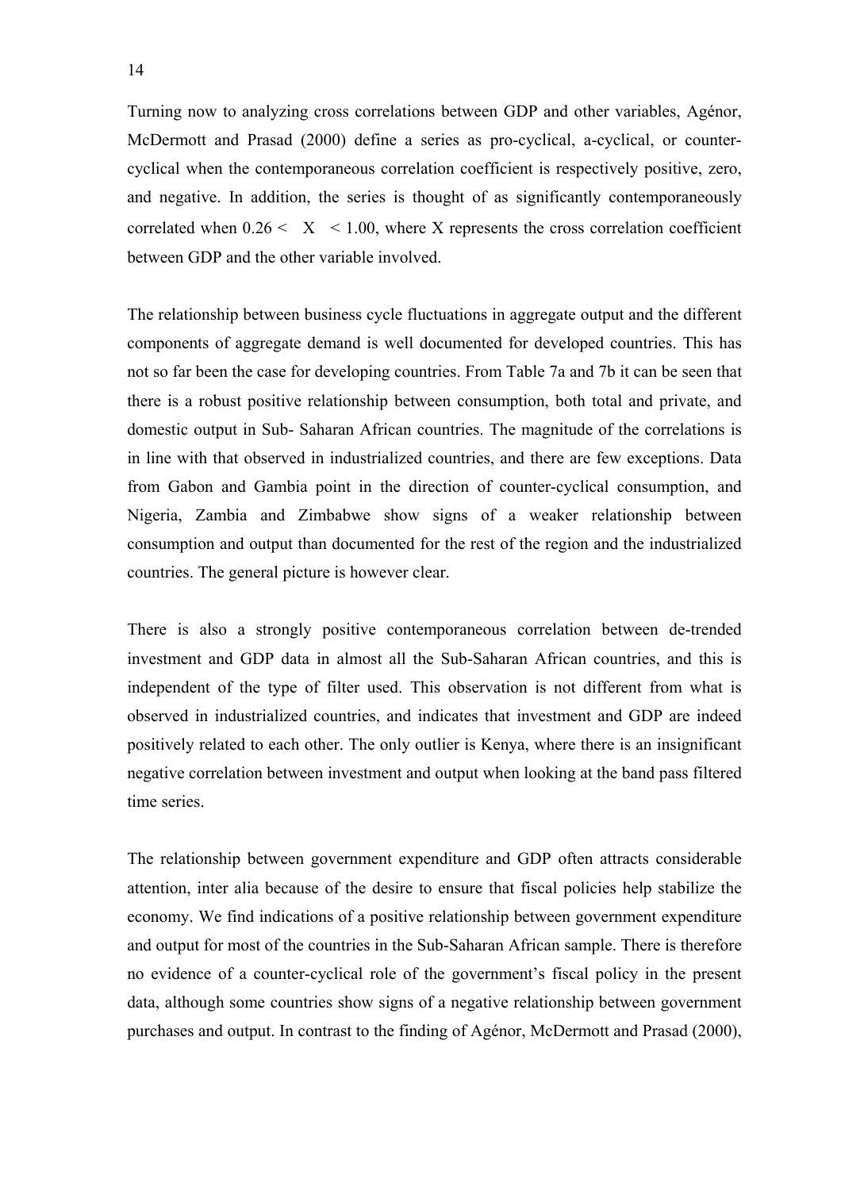Turning now to analyzing cross correlations between GDP and other variables, Agénor, McDermott and Prasad (2000) define a series as pro-cyclical, a-cyclical, or counter-cyclical when the contemporaneous correlation coefficient is respectively positive, zero, and negative. In addition, the series is thought of as significantly contemporaneously correlated when $0.26 < |X| < 1.00$, where X represents the cross correlation coefficient between GDP and the other variable involved.

The relationship between business cycle fluctuations in aggregate output and the different components of aggregate demand is well documented for developed countries. This has not so far been the case for developing countries. From Table 7a and 7b it can be seen that there is a robust positive relationship between consumption, both total and private, and domestic output in Sub- Saharan African countries. The magnitude of the correlations is in line with that observed in industrialized countries, and there are few exceptions. Data from Gabon and Gambia point in the direction of counter-cyclical consumption, and Nigeria, Zambia and Zimbabwe show signs of a weaker relationship between consumption and output than documented for the rest of the region and the industrialized countries. The general picture is however clear.

There is also a strongly positive contemporaneous correlation between de-trended investment and GDP data in almost all the Sub-Saharan African countries, and this is independent of the type of filter used. This observation is not different from what is observed in industrialized countries, and indicates that investment and GDP are indeed positively related to each other. The only outlier is Kenya, where there is an insignificant negative correlation between investment and output when looking at the band pass filtered time series.

The relationship between government expenditure and GDP often attracts considerable attention, inter alia because of the desire to ensure that fiscal policies help stabilize the economy. We find indications of a positive relationship between government expenditure and output for most of the countries in the Sub-Saharan African sample. There is therefore no evidence of a counter-cyclical role of the government's fiscal policy in the present data, although some countries show signs of a negative relationship between government purchases and output. In contrast to the finding of Agénor, McDermott and Prasad (2000),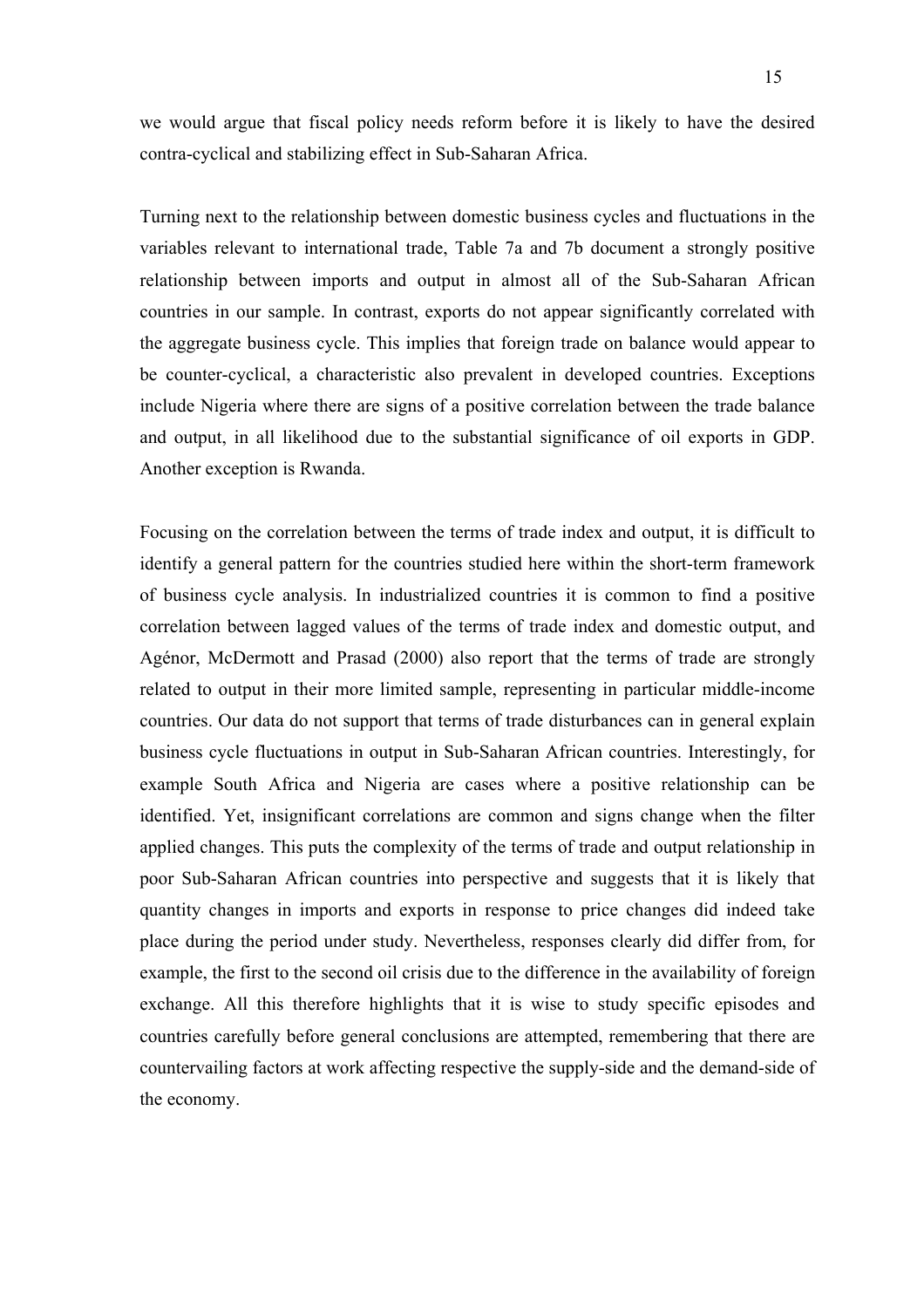we would argue that fiscal policy needs reform before it is likely to have the desired contra-cyclical and stabilizing effect in Sub-Saharan Africa.

Turning next to the relationship between domestic business cycles and fluctuations in the variables relevant to international trade, Table 7a and 7b document a strongly positive relationship between imports and output in almost all of the Sub-Saharan African countries in our sample. In contrast, exports do not appear significantly correlated with the aggregate business cycle. This implies that foreign trade on balance would appear to be counter-cyclical, a characteristic also prevalent in developed countries. Exceptions include Nigeria where there are signs of a positive correlation between the trade balance and output, in all likelihood due to the substantial significance of oil exports in GDP. Another exception is Rwanda.

Focusing on the correlation between the terms of trade index and output, it is difficult to identify a general pattern for the countries studied here within the short-term framework of business cycle analysis. In industrialized countries it is common to find a positive correlation between lagged values of the terms of trade index and domestic output, and Agénor, McDermott and Prasad (2000) also report that the terms of trade are strongly related to output in their more limited sample, representing in particular middle-income countries. Our data do not support that terms of trade disturbances can in general explain business cycle fluctuations in output in Sub-Saharan African countries. Interestingly, for example South Africa and Nigeria are cases where a positive relationship can be identified. Yet, insignificant correlations are common and signs change when the filter applied changes. This puts the complexity of the terms of trade and output relationship in poor Sub-Saharan African countries into perspective and suggests that it is likely that quantity changes in imports and exports in response to price changes did indeed take place during the period under study. Nevertheless, responses clearly did differ from, for example, the first to the second oil crisis due to the difference in the availability of foreign exchange. All this therefore highlights that it is wise to study specific episodes and countries carefully before general conclusions are attempted, remembering that there are countervailing factors at work affecting respective the supply-side and the demand-side of the economy.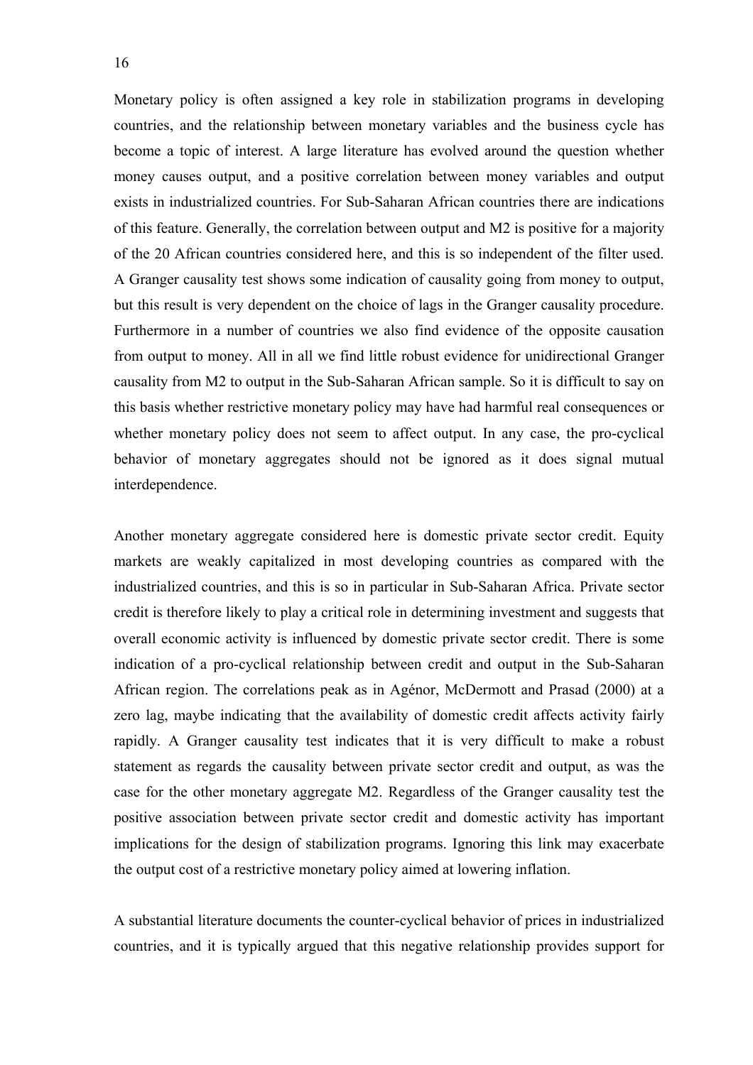Monetary policy is often assigned a key role in stabilization programs in developing countries, and the relationship between monetary variables and the business cycle has become a topic of interest. A large literature has evolved around the question whether money causes output, and a positive correlation between money variables and output exists in industrialized countries. For Sub-Saharan African countries there are indications of this feature. Generally, the correlation between output and M2 is positive for a majority of the 20 African countries considered here, and this is so independent of the filter used. A Granger causality test shows some indication of causality going from money to output, but this result is very dependent on the choice of lags in the Granger causality procedure. Furthermore in a number of countries we also find evidence of the opposite causation from output to money. All in all we find little robust evidence for unidirectional Granger causality from M2 to output in the Sub-Saharan African sample. So it is difficult to say on this basis whether restrictive monetary policy may have had harmful real consequences or whether monetary policy does not seem to affect output. In any case, the pro-cyclical behavior of monetary aggregates should not be ignored as it does signal mutual interdependence.

Another monetary aggregate considered here is domestic private sector credit. Equity markets are weakly capitalized in most developing countries as compared with the industrialized countries, and this is so in particular in Sub-Saharan Africa. Private sector credit is therefore likely to play a critical role in determining investment and suggests that overall economic activity is influenced by domestic private sector credit. There is some indication of a pro-cyclical relationship between credit and output in the Sub-Saharan African region. The correlations peak as in Agénor, McDermott and Prasad (2000) at a zero lag, maybe indicating that the availability of domestic credit affects activity fairly rapidly. A Granger causality test indicates that it is very difficult to make a robust statement as regards the causality between private sector credit and output, as was the case for the other monetary aggregate M2. Regardless of the Granger causality test the positive association between private sector credit and domestic activity has important implications for the design of stabilization programs. Ignoring this link may exacerbate the output cost of a restrictive monetary policy aimed at lowering inflation.

A substantial literature documents the counter-cyclical behavior of prices in industrialized countries, and it is typically argued that this negative relationship provides support for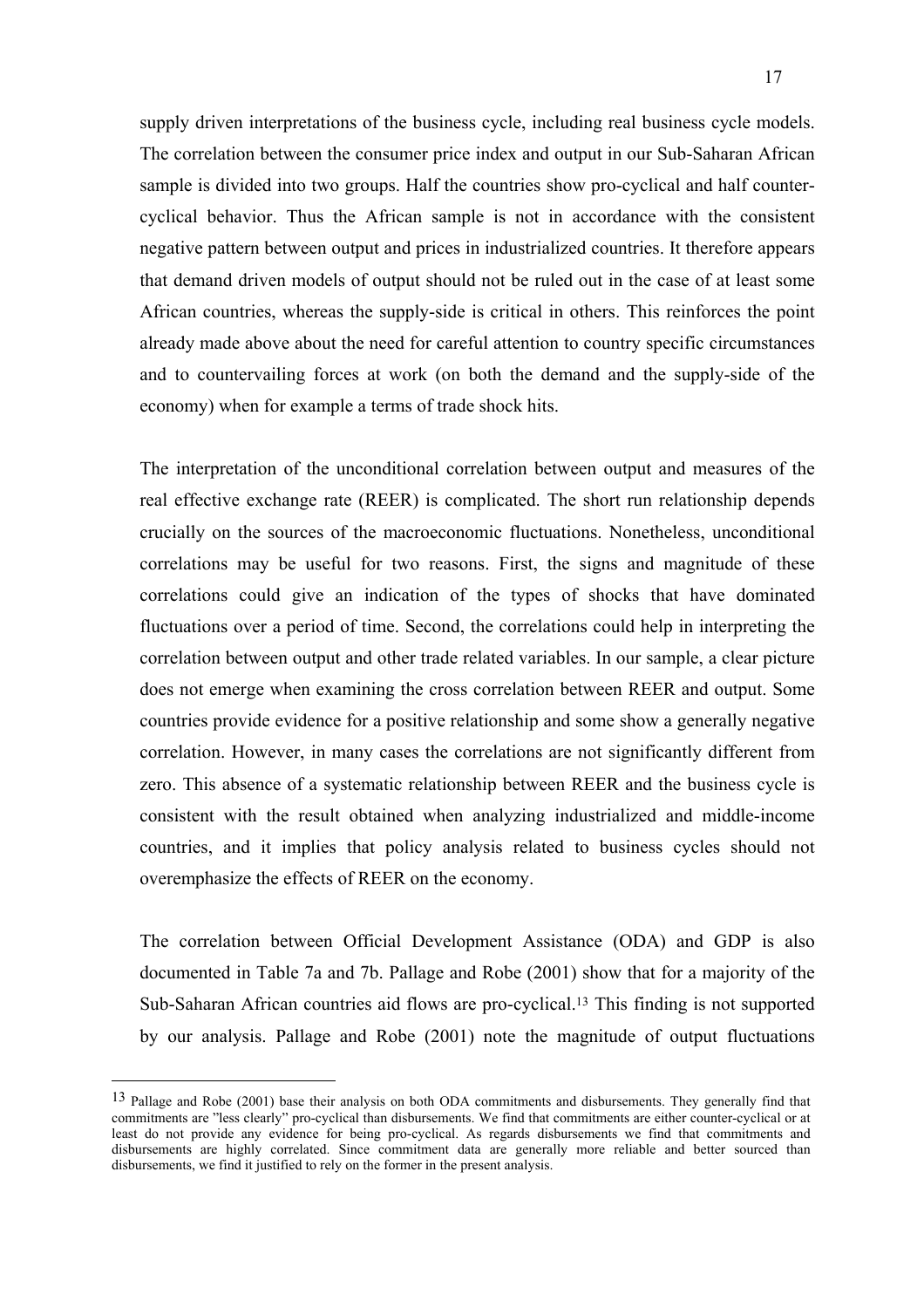supply driven interpretations of the business cycle, including real business cycle models. The correlation between the consumer price index and output in our Sub-Saharan African sample is divided into two groups. Half the countries show pro-cyclical and half counter-cyclical behavior. Thus the African sample is not in accordance with the consistent negative pattern between output and prices in industrialized countries. It therefore appears that demand driven models of output should not be ruled out in the case of at least some African countries, whereas the supply-side is critical in others. This reinforces the point already made above about the need for careful attention to country specific circumstances and to countervailing forces at work (on both the demand and the supply-side of the economy) when for example a terms of trade shock hits.

The interpretation of the unconditional correlation between output and measures of the real effective exchange rate (REER) is complicated. The short run relationship depends crucially on the sources of the macroeconomic fluctuations. Nonetheless, unconditional correlations may be useful for two reasons. First, the signs and magnitude of these correlations could give an indication of the types of shocks that have dominated fluctuations over a period of time. Second, the correlations could help in interpreting the correlation between output and other trade related variables. In our sample, a clear picture does not emerge when examining the cross correlation between REER and output. Some countries provide evidence for a positive relationship and some show a generally negative correlation. However, in many cases the correlations are not significantly different from zero. This absence of a systematic relationship between REER and the business cycle is consistent with the result obtained when analyzing industrialized and middle-income countries, and it implies that policy analysis related to business cycles should not overemphasize the effects of REER on the economy.

The correlation between Official Development Assistance (ODA) and GDP is also documented in Table 7a and 7b. Pallage and Robe (2001) show that for a majority of the Sub-Saharan African countries aid flows are pro-cyclical.[13] This finding is not supported by our analysis. Pallage and Robe (2001) note the magnitude of output fluctuations

---

[13] Pallage and Robe (2001) base their analysis on both ODA commitments and disbursements. They generally find that commitments are "less clearly" pro-cyclical than disbursements. We find that commitments are either counter-cyclical or at least do not provide any evidence for being pro-cyclical. As regards disbursements we find that commitments and disbursements are highly correlated. Since commitment data are generally more reliable and better sourced than disbursements, we find it justified to rely on the former in the present analysis.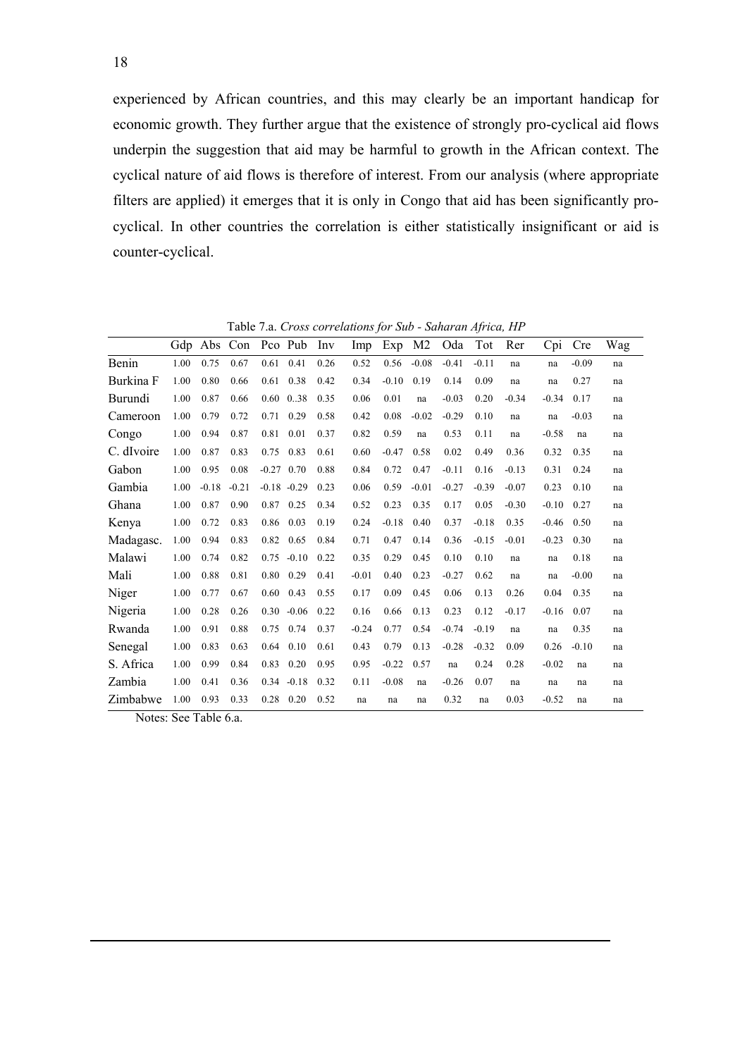experienced by African countries, and this may clearly be an important handicap for economic growth. They further argue that the existence of strongly pro-cyclical aid flows underpin the suggestion that aid may be harmful to growth in the African context. The cyclical nature of aid flows is therefore of interest. From our analysis (where appropriate filters are applied) it emerges that it is only in Congo that aid has been significantly pro-cyclical. In other countries the correlation is either statistically insignificant or aid is counter-cyclical.

Table 7.a. *Cross correlations for Sub - Saharan Africa, HP*

| | Gdp | Abs | Con | Pco | Pub | Inv | Imp | Exp | M2 | Oda | Tot | Rer | Cpi | Cre | Wag |
|---|---|---|---|---|---|---|---|---|---|---|---|---|---|---|---|
| Benin | 1.00 | 0.75 | 0.67 | 0.61 | 0.41 | 0.26 | 0.52 | 0.56 | -0.08 | -0.41 | -0.11 | na | na | -0.09 | na |
| Burkina F | 1.00 | 0.80 | 0.66 | 0.61 | 0.38 | 0.42 | 0.34 | -0.10 | 0.19 | 0.14 | 0.09 | na | na | 0.27 | na |
| Burundi | 1.00 | 0.87 | 0.66 | 0.60 | 0..38 | 0.35 | 0.06 | 0.01 | na | -0.03 | 0.20 | -0.34 | -0.34 | 0.17 | na |
| Cameroon | 1.00 | 0.79 | 0.72 | 0.71 | 0.29 | 0.58 | 0.42 | 0.08 | -0.02 | -0.29 | 0.10 | na | na | -0.03 | na |
| Congo | 1.00 | 0.94 | 0.87 | 0.81 | 0.01 | 0.37 | 0.82 | 0.59 | na | 0.53 | 0.11 | na | -0.58 | na | na |
| C. dIvoire | 1.00 | 0.87 | 0.83 | 0.75 | 0.83 | 0.61 | 0.60 | -0.47 | 0.58 | 0.02 | 0.49 | 0.36 | 0.32 | 0.35 | na |
| Gabon | 1.00 | 0.95 | 0.08 | -0.27 | 0.70 | 0.88 | 0.84 | 0.72 | 0.47 | -0.11 | 0.16 | -0.13 | 0.31 | 0.24 | na |
| Gambia | 1.00 | -0.18 | -0.21 | -0.18 | -0.29 | 0.23 | 0.06 | 0.59 | -0.01 | -0.27 | -0.39 | -0.07 | 0.23 | 0.10 | na |
| Ghana | 1.00 | 0.87 | 0.90 | 0.87 | 0.25 | 0.34 | 0.52 | 0.23 | 0.35 | 0.17 | 0.05 | -0.30 | -0.10 | 0.27 | na |
| Kenya | 1.00 | 0.72 | 0.83 | 0.86 | 0.03 | 0.19 | 0.24 | -0.18 | 0.40 | 0.37 | -0.18 | 0.35 | -0.46 | 0.50 | na |
| Madagasc. | 1.00 | 0.94 | 0.83 | 0.82 | 0.65 | 0.84 | 0.71 | 0.47 | 0.14 | 0.36 | -0.15 | -0.01 | -0.23 | 0.30 | na |
| Malawi | 1.00 | 0.74 | 0.82 | 0.75 | -0.10 | 0.22 | 0.35 | 0.29 | 0.45 | 0.10 | 0.10 | na | na | 0.18 | na |
| Mali | 1.00 | 0.88 | 0.81 | 0.80 | 0.29 | 0.41 | -0.01 | 0.40 | 0.23 | -0.27 | 0.62 | na | na | -0.00 | na |
| Niger | 1.00 | 0.77 | 0.67 | 0.60 | 0.43 | 0.55 | 0.17 | 0.09 | 0.45 | 0.06 | 0.13 | 0.26 | 0.04 | 0.35 | na |
| Nigeria | 1.00 | 0.28 | 0.26 | 0.30 | -0.06 | 0.22 | 0.16 | 0.66 | 0.13 | 0.23 | 0.12 | -0.17 | -0.16 | 0.07 | na |
| Rwanda | 1.00 | 0.91 | 0.88 | 0.75 | 0.74 | 0.37 | -0.24 | 0.77 | 0.54 | -0.74 | -0.19 | na | na | 0.35 | na |
| Senegal | 1.00 | 0.83 | 0.63 | 0.64 | 0.10 | 0.61 | 0.43 | 0.79 | 0.13 | -0.28 | -0.32 | 0.09 | 0.26 | -0.10 | na |
| S. Africa | 1.00 | 0.99 | 0.84 | 0.83 | 0.20 | 0.95 | 0.95 | -0.22 | 0.57 | na | 0.24 | 0.28 | -0.02 | na | na |
| Zambia | 1.00 | 0.41 | 0.36 | 0.34 | -0.18 | 0.32 | 0.11 | -0.08 | na | -0.26 | 0.07 | na | na | na | na |
| Zimbabwe | 1.00 | 0.93 | 0.33 | 0.28 | 0.20 | 0.52 | na | na | na | 0.32 | na | 0.03 | -0.52 | na | na |

Notes: See Table 6.a.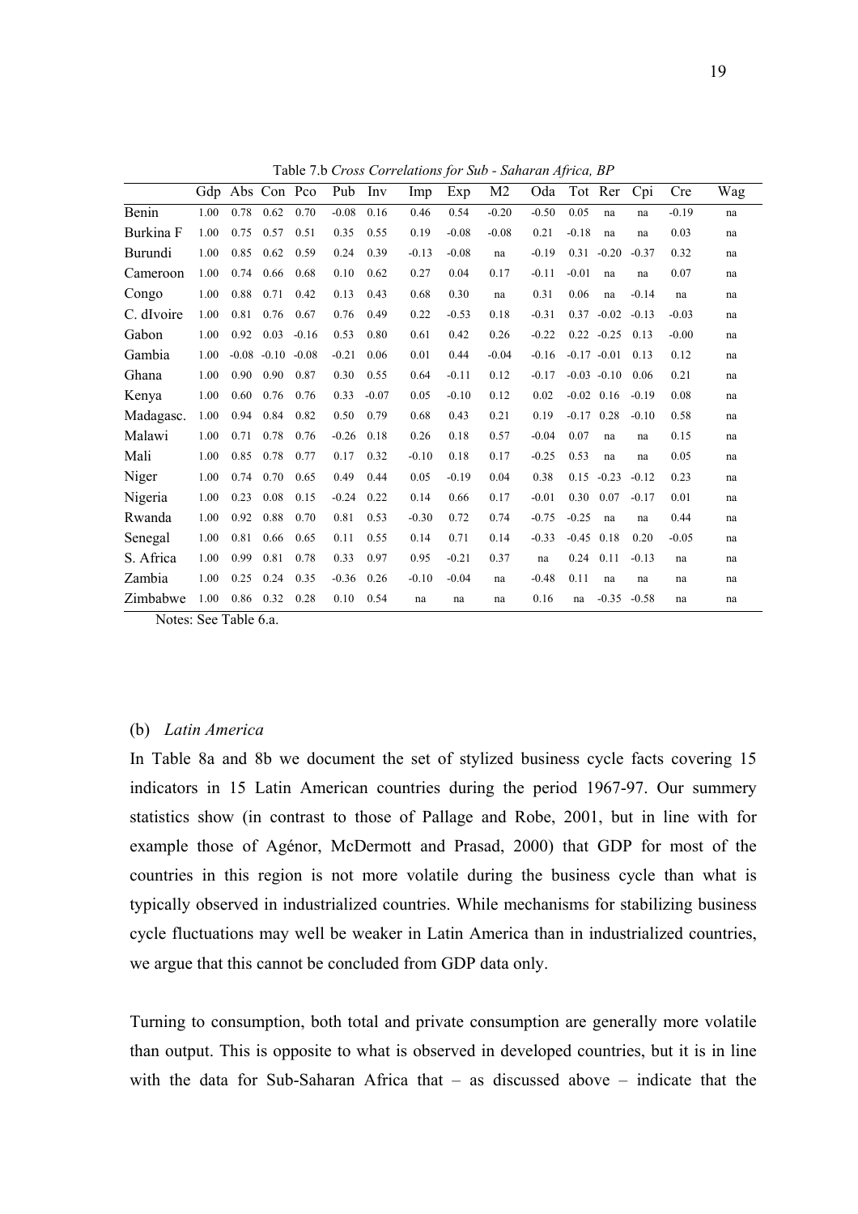Table 7.b *Cross Correlations for Sub - Saharan Africa, BP*

| | Gdp | Abs | Con | Pco | Pub | Inv | Imp | Exp | M2 | Oda | Tot | Rer | Cpi | Cre | Wag |
|---|---|---|---|---|---|---|---|---|---|---|---|---|---|---|---|
| Benin | 1.00 | 0.78 | 0.62 | 0.70 | -0.08 | 0.16 | 0.46 | 0.54 | -0.20 | -0.50 | 0.05 | na | na | -0.19 | na |
| Burkina F | 1.00 | 0.75 | 0.57 | 0.51 | 0.35 | 0.55 | 0.19 | -0.08 | -0.08 | 0.21 | -0.18 | na | na | 0.03 | na |
| Burundi | 1.00 | 0.85 | 0.62 | 0.59 | 0.24 | 0.39 | -0.13 | -0.08 | na | -0.19 | 0.31 | -0.20 | -0.37 | 0.32 | na |
| Cameroon | 1.00 | 0.74 | 0.66 | 0.68 | 0.10 | 0.62 | 0.27 | 0.04 | 0.17 | -0.11 | -0.01 | na | na | 0.07 | na |
| Congo | 1.00 | 0.88 | 0.71 | 0.42 | 0.13 | 0.43 | 0.68 | 0.30 | na | 0.31 | 0.06 | na | -0.14 | na | na |
| C. dIvoire | 1.00 | 0.81 | 0.76 | 0.67 | 0.76 | 0.49 | 0.22 | -0.53 | 0.18 | -0.31 | 0.37 | -0.02 | -0.13 | -0.03 | na |
| Gabon | 1.00 | 0.92 | 0.03 | -0.16 | 0.53 | 0.80 | 0.61 | 0.42 | 0.26 | -0.22 | 0.22 | -0.25 | 0.13 | -0.00 | na |
| Gambia | 1.00 | -0.08 | -0.10 | -0.08 | -0.21 | 0.06 | 0.01 | 0.44 | -0.04 | -0.16 | -0.17 | -0.01 | 0.13 | 0.12 | na |
| Ghana | 1.00 | 0.90 | 0.90 | 0.87 | 0.30 | 0.55 | 0.64 | -0.11 | 0.12 | -0.17 | -0.03 | -0.10 | 0.06 | 0.21 | na |
| Kenya | 1.00 | 0.60 | 0.76 | 0.76 | 0.33 | -0.07 | 0.05 | -0.10 | 0.12 | 0.02 | -0.02 | 0.16 | -0.19 | 0.08 | na |
| Madagasc. | 1.00 | 0.94 | 0.84 | 0.82 | 0.50 | 0.79 | 0.68 | 0.43 | 0.21 | 0.19 | -0.17 | 0.28 | -0.10 | 0.58 | na |
| Malawi | 1.00 | 0.71 | 0.78 | 0.76 | -0.26 | 0.18 | 0.26 | 0.18 | 0.57 | -0.04 | 0.07 | na | na | 0.15 | na |
| Mali | 1.00 | 0.85 | 0.78 | 0.77 | 0.17 | 0.32 | -0.10 | 0.18 | 0.17 | -0.25 | 0.53 | na | na | 0.05 | na |
| Niger | 1.00 | 0.74 | 0.70 | 0.65 | 0.49 | 0.44 | 0.05 | -0.19 | 0.04 | 0.38 | 0.15 | -0.23 | -0.12 | 0.23 | na |
| Nigeria | 1.00 | 0.23 | 0.08 | 0.15 | -0.24 | 0.22 | 0.14 | 0.66 | 0.17 | -0.01 | 0.30 | 0.07 | -0.17 | 0.01 | na |
| Rwanda | 1.00 | 0.92 | 0.88 | 0.70 | 0.81 | 0.53 | -0.30 | 0.72 | 0.74 | -0.75 | -0.25 | na | na | 0.44 | na |
| Senegal | 1.00 | 0.81 | 0.66 | 0.65 | 0.11 | 0.55 | 0.14 | 0.71 | 0.14 | -0.33 | -0.45 | 0.18 | 0.20 | -0.05 | na |
| S. Africa | 1.00 | 0.99 | 0.81 | 0.78 | 0.33 | 0.97 | 0.95 | -0.21 | 0.37 | na | 0.24 | 0.11 | -0.13 | na | na |
| Zambia | 1.00 | 0.25 | 0.24 | 0.35 | -0.36 | 0.26 | -0.10 | -0.04 | na | -0.48 | 0.11 | na | na | na | na |
| Zimbabwe | 1.00 | 0.86 | 0.32 | 0.28 | 0.10 | 0.54 | na | na | na | 0.16 | na | -0.35 | -0.58 | na | na |

Notes: See Table 6.a.

### (b) *Latin America*

In Table 8a and 8b we document the set of stylized business cycle facts covering 15 indicators in 15 Latin American countries during the period 1967-97. Our summery statistics show (in contrast to those of Pallage and Robe, 2001, but in line with for example those of Agénor, McDermott and Prasad, 2000) that GDP for most of the countries in this region is not more volatile during the business cycle than what is typically observed in industrialized countries. While mechanisms for stabilizing business cycle fluctuations may well be weaker in Latin America than in industrialized countries, we argue that this cannot be concluded from GDP data only.

Turning to consumption, both total and private consumption are generally more volatile than output. This is opposite to what is observed in developed countries, but it is in line with the data for Sub-Saharan Africa that – as discussed above – indicate that the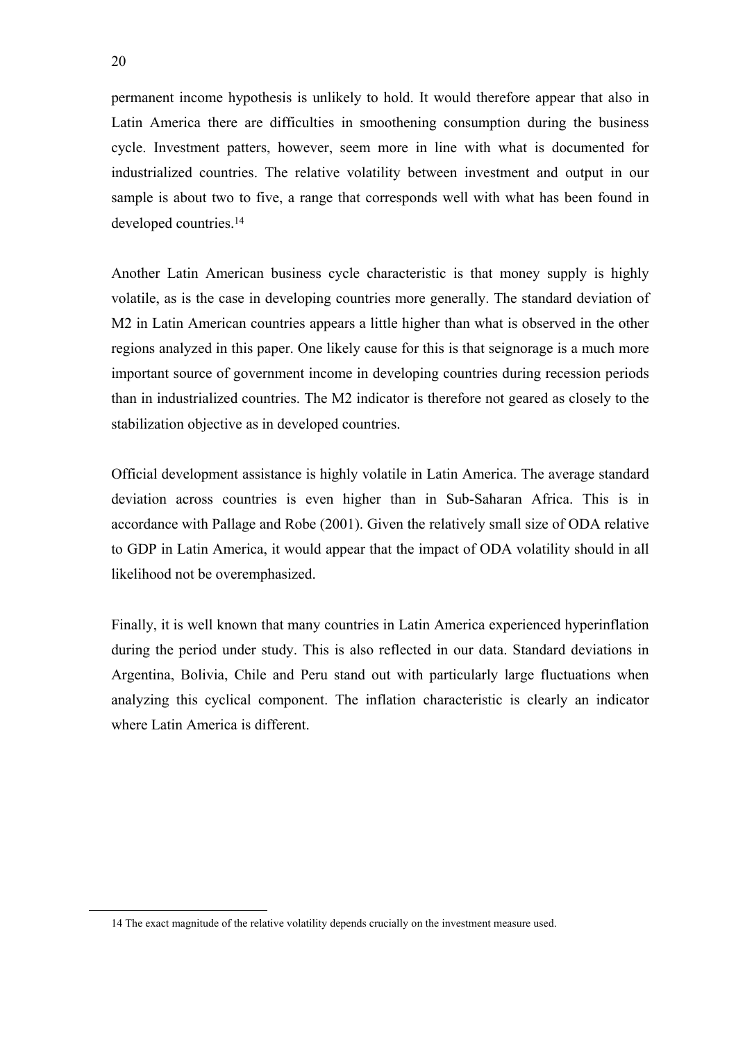permanent income hypothesis is unlikely to hold. It would therefore appear that also in Latin America there are difficulties in smoothening consumption during the business cycle. Investment patters, however, seem more in line with what is documented for industrialized countries. The relative volatility between investment and output in our sample is about two to five, a range that corresponds well with what has been found in developed countries.[14]

Another Latin American business cycle characteristic is that money supply is highly volatile, as is the case in developing countries more generally. The standard deviation of M2 in Latin American countries appears a little higher than what is observed in the other regions analyzed in this paper. One likely cause for this is that seignorage is a much more important source of government income in developing countries during recession periods than in industrialized countries. The M2 indicator is therefore not geared as closely to the stabilization objective as in developed countries.

Official development assistance is highly volatile in Latin America. The average standard deviation across countries is even higher than in Sub-Saharan Africa. This is in accordance with Pallage and Robe (2001). Given the relatively small size of ODA relative to GDP in Latin America, it would appear that the impact of ODA volatility should in all likelihood not be overemphasized.

Finally, it is well known that many countries in Latin America experienced hyperinflation during the period under study. This is also reflected in our data. Standard deviations in Argentina, Bolivia, Chile and Peru stand out with particularly large fluctuations when analyzing this cyclical component. The inflation characteristic is clearly an indicator where Latin America is different.

---

14 The exact magnitude of the relative volatility depends crucially on the investment measure used.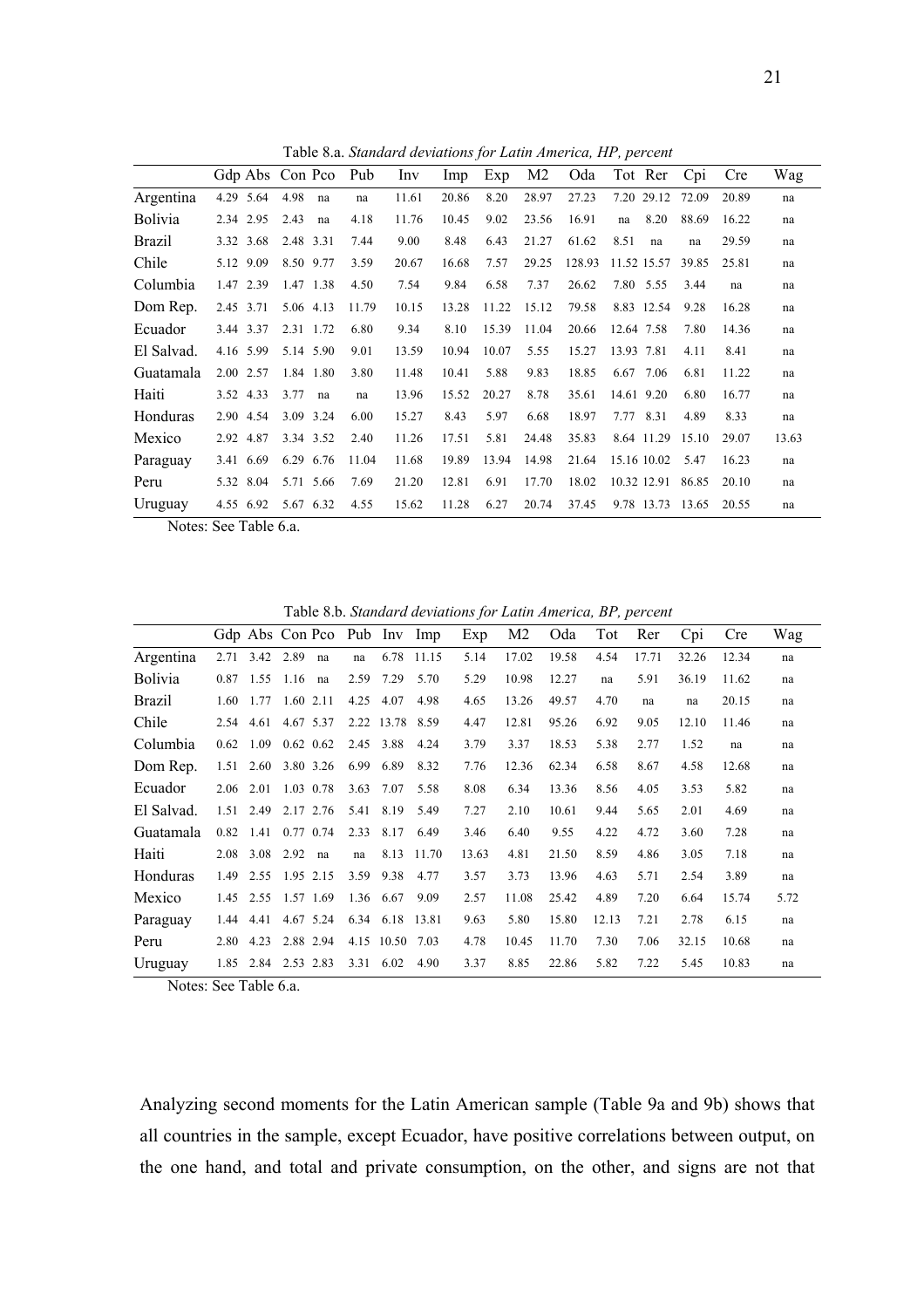Table 8.a. *Standard deviations for Latin America, HP, percent*

| | Gdp | Abs | Con | Pco | Pub | Inv | Imp | Exp | M2 | Oda | Tot | Rer | Cpi | Cre | Wag |
|---|---|---|---|---|---|---|---|---|---|---|---|---|---|---|---|
| Argentina | 4.29 | 5.64 | 4.98 | na | na | 11.61 | 20.86 | 8.20 | 28.97 | 27.23 | 7.20 | 29.12 | 72.09 | 20.89 | na |
| Bolivia | 2.34 | 2.95 | 2.43 | na | 4.18 | 11.76 | 10.45 | 9.02 | 23.56 | 16.91 | na | 8.20 | 88.69 | 16.22 | na |
| Brazil | 3.32 | 3.68 | 2.48 | 3.31 | 7.44 | 9.00 | 8.48 | 6.43 | 21.27 | 61.62 | 8.51 | na | na | 29.59 | na |
| Chile | 5.12 | 9.09 | 8.50 | 9.77 | 3.59 | 20.67 | 16.68 | 7.57 | 29.25 | 128.93 | 11.52 | 15.57 | 39.85 | 25.81 | na |
| Columbia | 1.47 | 2.39 | 1.47 | 1.38 | 4.50 | 7.54 | 9.84 | 6.58 | 7.37 | 26.62 | 7.80 | 5.55 | 3.44 | na | na |
| Dom Rep. | 2.45 | 3.71 | 5.06 | 4.13 | 11.79 | 10.15 | 13.28 | 11.22 | 15.12 | 79.58 | 8.83 | 12.54 | 9.28 | 16.28 | na |
| Ecuador | 3.44 | 3.37 | 2.31 | 1.72 | 6.80 | 9.34 | 8.10 | 15.39 | 11.04 | 20.66 | 12.64 | 7.58 | 7.80 | 14.36 | na |
| El Salvad. | 4.16 | 5.99 | 5.14 | 5.90 | 9.01 | 13.59 | 10.94 | 10.07 | 5.55 | 15.27 | 13.93 | 7.81 | 4.11 | 8.41 | na |
| Guatamala | 2.00 | 2.57 | 1.84 | 1.80 | 3.80 | 11.48 | 10.41 | 5.88 | 9.83 | 18.85 | 6.67 | 7.06 | 6.81 | 11.22 | na |
| Haiti | 3.52 | 4.33 | 3.77 | na | na | 13.96 | 15.52 | 20.27 | 8.78 | 35.61 | 14.61 | 9.20 | 6.80 | 16.77 | na |
| Honduras | 2.90 | 4.54 | 3.09 | 3.24 | 6.00 | 15.27 | 8.43 | 5.97 | 6.68 | 18.97 | 7.77 | 8.31 | 4.89 | 8.33 | na |
| Mexico | 2.92 | 4.87 | 3.34 | 3.52 | 2.40 | 11.26 | 17.51 | 5.81 | 24.48 | 35.83 | 8.64 | 11.29 | 15.10 | 29.07 | 13.63 |
| Paraguay | 3.41 | 6.69 | 6.29 | 6.76 | 11.04 | 11.68 | 19.89 | 13.94 | 14.98 | 21.64 | 15.16 | 10.02 | 5.47 | 16.23 | na |
| Peru | 5.32 | 8.04 | 5.71 | 5.66 | 7.69 | 21.20 | 12.81 | 6.91 | 17.70 | 18.02 | 10.32 | 12.91 | 86.85 | 20.10 | na |
| Uruguay | 4.55 | 6.92 | 5.67 | 6.32 | 4.55 | 15.62 | 11.28 | 6.27 | 20.74 | 37.45 | 9.78 | 13.73 | 13.65 | 20.55 | na |

Notes: See Table 6.a.

Table 8.b. *Standard deviations for Latin America, BP, percent*

| | Gdp | Abs | Con | Pco | Pub | Inv | Imp | Exp | M2 | Oda | Tot | Rer | Cpi | Cre | Wag |
|---|---|---|---|---|---|---|---|---|---|---|---|---|---|---|---|
| Argentina | 2.71 | 3.42 | 2.89 | na | na | 6.78 | 11.15 | 5.14 | 17.02 | 19.58 | 4.54 | 17.71 | 32.26 | 12.34 | na |
| Bolivia | 0.87 | 1.55 | 1.16 | na | 2.59 | 7.29 | 5.70 | 5.29 | 10.98 | 12.27 | na | 5.91 | 36.19 | 11.62 | na |
| Brazil | 1.60 | 1.77 | 1.60 | 2.11 | 4.25 | 4.07 | 4.98 | 4.65 | 13.26 | 49.57 | 4.70 | na | na | 20.15 | na |
| Chile | 2.54 | 4.61 | 4.67 | 5.37 | 2.22 | 13.78 | 8.59 | 4.47 | 12.81 | 95.26 | 6.92 | 9.05 | 12.10 | 11.46 | na |
| Columbia | 0.62 | 1.09 | 0.62 | 0.62 | 2.45 | 3.88 | 4.24 | 3.79 | 3.37 | 18.53 | 5.38 | 2.77 | 1.52 | na | na |
| Dom Rep. | 1.51 | 2.60 | 3.80 | 3.26 | 6.99 | 6.89 | 8.32 | 7.76 | 12.36 | 62.34 | 6.58 | 8.67 | 4.58 | 12.68 | na |
| Ecuador | 2.06 | 2.01 | 1.03 | 0.78 | 3.63 | 7.07 | 5.58 | 8.08 | 6.34 | 13.36 | 8.56 | 4.05 | 3.53 | 5.82 | na |
| El Salvad. | 1.51 | 2.49 | 2.17 | 2.76 | 5.41 | 8.19 | 5.49 | 7.27 | 2.10 | 10.61 | 9.44 | 5.65 | 2.01 | 4.69 | na |
| Guatamala | 0.82 | 1.41 | 0.77 | 0.74 | 2.33 | 8.17 | 6.49 | 3.46 | 6.40 | 9.55 | 4.22 | 4.72 | 3.60 | 7.28 | na |
| Haiti | 2.08 | 3.08 | 2.92 | na | na | 8.13 | 11.70 | 13.63 | 4.81 | 21.50 | 8.59 | 4.86 | 3.05 | 7.18 | na |
| Honduras | 1.49 | 2.55 | 1.95 | 2.15 | 3.59 | 9.38 | 4.77 | 3.57 | 3.73 | 13.96 | 4.63 | 5.71 | 2.54 | 3.89 | na |
| Mexico | 1.45 | 2.55 | 1.57 | 1.69 | 1.36 | 6.67 | 9.09 | 2.57 | 11.08 | 25.42 | 4.89 | 7.20 | 6.64 | 15.74 | 5.72 |
| Paraguay | 1.44 | 4.41 | 4.67 | 5.24 | 6.34 | 6.18 | 13.81 | 9.63 | 5.80 | 15.80 | 12.13 | 7.21 | 2.78 | 6.15 | na |
| Peru | 2.80 | 4.23 | 2.88 | 2.94 | 4.15 | 10.50 | 7.03 | 4.78 | 10.45 | 11.70 | 7.30 | 7.06 | 32.15 | 10.68 | na |
| Uruguay | 1.85 | 2.84 | 2.53 | 2.83 | 3.31 | 6.02 | 4.90 | 3.37 | 8.85 | 22.86 | 5.82 | 7.22 | 5.45 | 10.83 | na |

Notes: See Table 6.a.

Analyzing second moments for the Latin American sample (Table 9a and 9b) shows that all countries in the sample, except Ecuador, have positive correlations between output, on the one hand, and total and private consumption, on the other, and signs are not that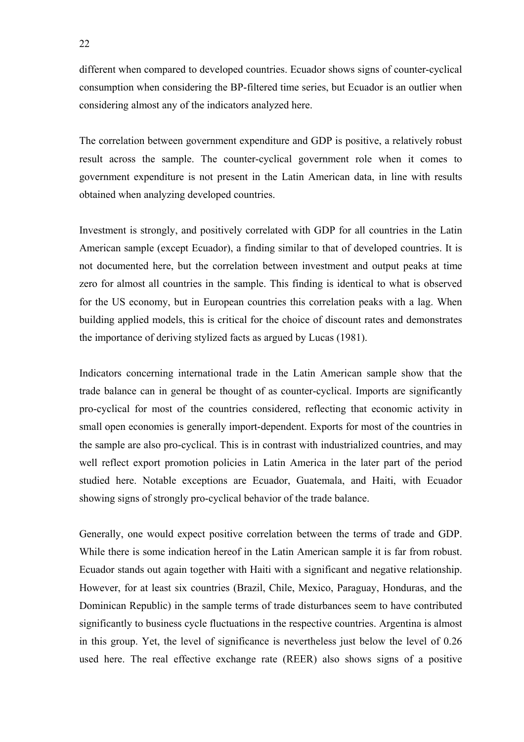different when compared to developed countries. Ecuador shows signs of counter-cyclical consumption when considering the BP-filtered time series, but Ecuador is an outlier when considering almost any of the indicators analyzed here.

The correlation between government expenditure and GDP is positive, a relatively robust result across the sample. The counter-cyclical government role when it comes to government expenditure is not present in the Latin American data, in line with results obtained when analyzing developed countries.

Investment is strongly, and positively correlated with GDP for all countries in the Latin American sample (except Ecuador), a finding similar to that of developed countries. It is not documented here, but the correlation between investment and output peaks at time zero for almost all countries in the sample. This finding is identical to what is observed for the US economy, but in European countries this correlation peaks with a lag. When building applied models, this is critical for the choice of discount rates and demonstrates the importance of deriving stylized facts as argued by Lucas (1981).

Indicators concerning international trade in the Latin American sample show that the trade balance can in general be thought of as counter-cyclical. Imports are significantly pro-cyclical for most of the countries considered, reflecting that economic activity in small open economies is generally import-dependent. Exports for most of the countries in the sample are also pro-cyclical. This is in contrast with industrialized countries, and may well reflect export promotion policies in Latin America in the later part of the period studied here. Notable exceptions are Ecuador, Guatemala, and Haiti, with Ecuador showing signs of strongly pro-cyclical behavior of the trade balance.

Generally, one would expect positive correlation between the terms of trade and GDP. While there is some indication hereof in the Latin American sample it is far from robust. Ecuador stands out again together with Haiti with a significant and negative relationship. However, for at least six countries (Brazil, Chile, Mexico, Paraguay, Honduras, and the Dominican Republic) in the sample terms of trade disturbances seem to have contributed significantly to business cycle fluctuations in the respective countries. Argentina is almost in this group. Yet, the level of significance is nevertheless just below the level of 0.26 used here. The real effective exchange rate (REER) also shows signs of a positive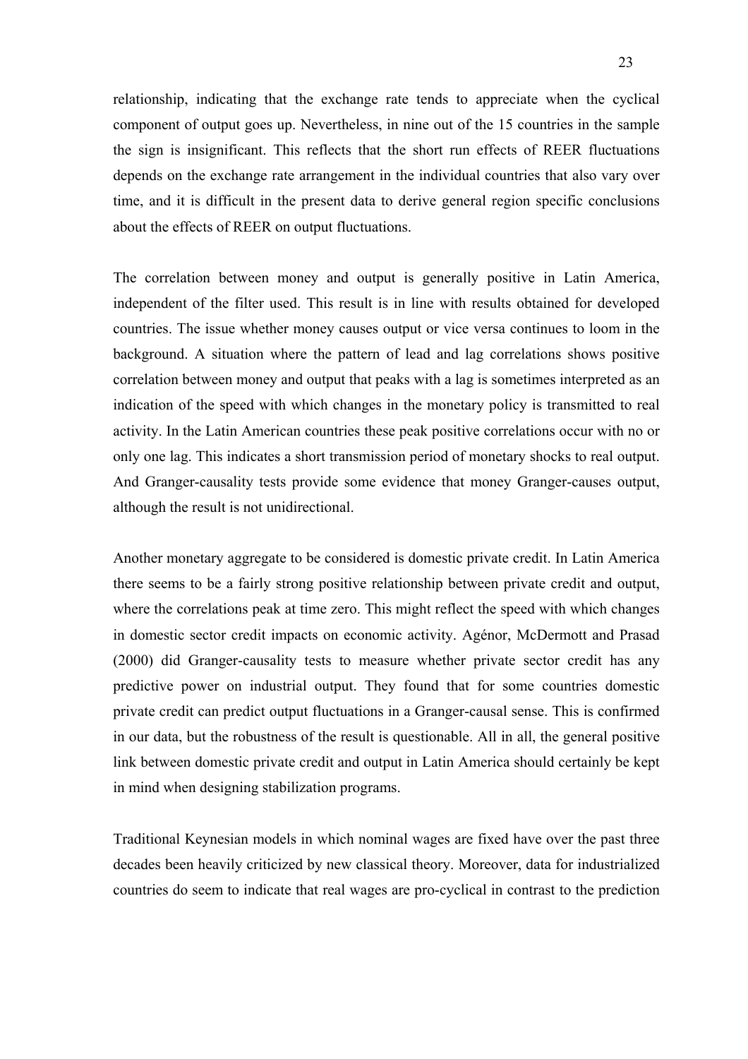relationship, indicating that the exchange rate tends to appreciate when the cyclical component of output goes up. Nevertheless, in nine out of the 15 countries in the sample the sign is insignificant. This reflects that the short run effects of REER fluctuations depends on the exchange rate arrangement in the individual countries that also vary over time, and it is difficult in the present data to derive general region specific conclusions about the effects of REER on output fluctuations.

The correlation between money and output is generally positive in Latin America, independent of the filter used. This result is in line with results obtained for developed countries. The issue whether money causes output or vice versa continues to loom in the background. A situation where the pattern of lead and lag correlations shows positive correlation between money and output that peaks with a lag is sometimes interpreted as an indication of the speed with which changes in the monetary policy is transmitted to real activity. In the Latin American countries these peak positive correlations occur with no or only one lag. This indicates a short transmission period of monetary shocks to real output. And Granger-causality tests provide some evidence that money Granger-causes output, although the result is not unidirectional.

Another monetary aggregate to be considered is domestic private credit. In Latin America there seems to be a fairly strong positive relationship between private credit and output, where the correlations peak at time zero. This might reflect the speed with which changes in domestic sector credit impacts on economic activity. Agénor, McDermott and Prasad (2000) did Granger-causality tests to measure whether private sector credit has any predictive power on industrial output. They found that for some countries domestic private credit can predict output fluctuations in a Granger-causal sense. This is confirmed in our data, but the robustness of the result is questionable. All in all, the general positive link between domestic private credit and output in Latin America should certainly be kept in mind when designing stabilization programs.

Traditional Keynesian models in which nominal wages are fixed have over the past three decades been heavily criticized by new classical theory. Moreover, data for industrialized countries do seem to indicate that real wages are pro-cyclical in contrast to the prediction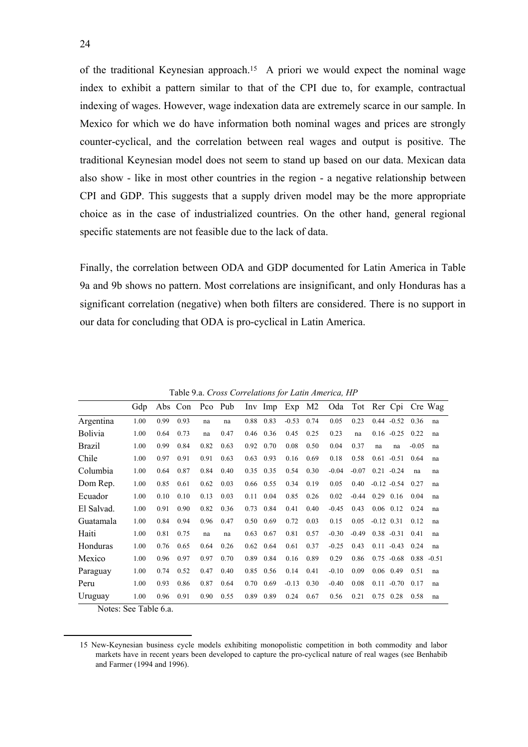of the traditional Keynesian approach.[15] A priori we would expect the nominal wage index to exhibit a pattern similar to that of the CPI due to, for example, contractual indexing of wages. However, wage indexation data are extremely scarce in our sample. In Mexico for which we do have information both nominal wages and prices are strongly counter-cyclical, and the correlation between real wages and output is positive. The traditional Keynesian model does not seem to stand up based on our data. Mexican data also show - like in most other countries in the region - a negative relationship between CPI and GDP. This suggests that a supply driven model may be the more appropriate choice as in the case of industrialized countries. On the other hand, general regional specific statements are not feasible due to the lack of data.

Finally, the correlation between ODA and GDP documented for Latin America in Table 9a and 9b shows no pattern. Most correlations are insignificant, and only Honduras has a significant correlation (negative) when both filters are considered. There is no support in our data for concluding that ODA is pro-cyclical in Latin America.

Table 9.a. *Cross Correlations for Latin America, HP*

| | Gdp | Abs | Con | Pco | Pub | Inv | Imp | Exp | M2 | Oda | Tot | Rer | Cpi | Cre | Wag |
|---|---|---|---|---|---|---|---|---|---|---|---|---|---|---|---|
| Argentina | 1.00 | 0.99 | 0.93 | na | na | 0.88 | 0.83 | -0.53 | 0.74 | 0.05 | 0.23 | 0.44 | -0.52 | 0.36 | na |
| Bolivia | 1.00 | 0.64 | 0.73 | na | 0.47 | 0.46 | 0.36 | 0.45 | 0.25 | 0.23 | na | 0.16 | -0.25 | 0.22 | na |
| Brazil | 1.00 | 0.99 | 0.84 | 0.82 | 0.63 | 0.92 | 0.70 | 0.08 | 0.50 | 0.04 | 0.37 | na | na | -0.05 | na |
| Chile | 1.00 | 0.97 | 0.91 | 0.91 | 0.63 | 0.63 | 0.93 | 0.16 | 0.69 | 0.18 | 0.58 | 0.61 | -0.51 | 0.64 | na |
| Columbia | 1.00 | 0.64 | 0.87 | 0.84 | 0.40 | 0.35 | 0.35 | 0.54 | 0.30 | -0.04 | -0.07 | 0.21 | -0.24 | na | na |
| Dom Rep. | 1.00 | 0.85 | 0.61 | 0.62 | 0.03 | 0.66 | 0.55 | 0.34 | 0.19 | 0.05 | 0.40 | -0.12 | -0.54 | 0.27 | na |
| Ecuador | 1.00 | 0.10 | 0.10 | 0.13 | 0.03 | 0.11 | 0.04 | 0.85 | 0.26 | 0.02 | -0.44 | 0.29 | 0.16 | 0.04 | na |
| El Salvad. | 1.00 | 0.91 | 0.90 | 0.82 | 0.36 | 0.73 | 0.84 | 0.41 | 0.40 | -0.45 | 0.43 | 0.06 | 0.12 | 0.24 | na |
| Guatamala | 1.00 | 0.84 | 0.94 | 0.96 | 0.47 | 0.50 | 0.69 | 0.72 | 0.03 | 0.15 | 0.05 | -0.12 | 0.31 | 0.12 | na |
| Haiti | 1.00 | 0.81 | 0.75 | na | na | 0.63 | 0.67 | 0.81 | 0.57 | -0.30 | -0.49 | 0.38 | -0.31 | 0.41 | na |
| Honduras | 1.00 | 0.76 | 0.65 | 0.64 | 0.26 | 0.62 | 0.64 | 0.61 | 0.37 | -0.25 | 0.43 | 0.11 | -0.43 | 0.24 | na |
| Mexico | 1.00 | 0.96 | 0.97 | 0.97 | 0.70 | 0.89 | 0.84 | 0.16 | 0.89 | 0.29 | 0.86 | 0.75 | -0.68 | 0.88 | -0.51 |
| Paraguay | 1.00 | 0.74 | 0.52 | 0.47 | 0.40 | 0.85 | 0.56 | 0.14 | 0.41 | -0.10 | 0.09 | 0.06 | 0.49 | 0.51 | na |
| Peru | 1.00 | 0.93 | 0.86 | 0.87 | 0.64 | 0.70 | 0.69 | -0.13 | 0.30 | -0.40 | 0.08 | 0.11 | -0.70 | 0.17 | na |
| Uruguay | 1.00 | 0.96 | 0.91 | 0.90 | 0.55 | 0.89 | 0.89 | 0.24 | 0.67 | 0.56 | 0.21 | 0.75 | 0.28 | 0.58 | na |

Notes: See Table 6.a.

15 New-Keynesian business cycle models exhibiting monopolistic competition in both commodity and labor markets have in recent years been developed to capture the pro-cyclical nature of real wages (see Benhabib and Farmer (1994 and 1996).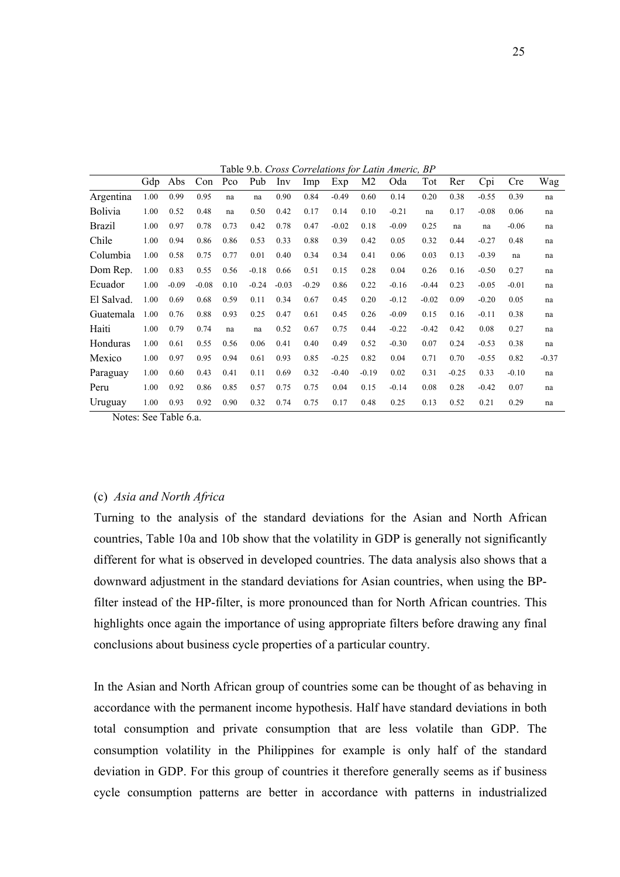Table 9.b. *Cross Correlations for Latin Americ, BP*

| | Gdp | Abs | Con | Pco | Pub | Inv | Imp | Exp | M2 | Oda | Tot | Rer | Cpi | Cre | Wag |
|---|---|---|---|---|---|---|---|---|---|---|---|---|---|---|---|
| Argentina | 1.00 | 0.99 | 0.95 | na | na | 0.90 | 0.84 | -0.49 | 0.60 | 0.14 | 0.20 | 0.38 | -0.55 | 0.39 | na |
| Bolivia | 1.00 | 0.52 | 0.48 | na | 0.50 | 0.42 | 0.17 | 0.14 | 0.10 | -0.21 | na | 0.17 | -0.08 | 0.06 | na |
| Brazil | 1.00 | 0.97 | 0.78 | 0.73 | 0.42 | 0.78 | 0.47 | -0.02 | 0.18 | -0.09 | 0.25 | na | na | -0.06 | na |
| Chile | 1.00 | 0.94 | 0.86 | 0.86 | 0.53 | 0.33 | 0.88 | 0.39 | 0.42 | 0.05 | 0.32 | 0.44 | -0.27 | 0.48 | na |
| Columbia | 1.00 | 0.58 | 0.75 | 0.77 | 0.01 | 0.40 | 0.34 | 0.34 | 0.41 | 0.06 | 0.03 | 0.13 | -0.39 | na | na |
| Dom Rep. | 1.00 | 0.83 | 0.55 | 0.56 | -0.18 | 0.66 | 0.51 | 0.15 | 0.28 | 0.04 | 0.26 | 0.16 | -0.50 | 0.27 | na |
| Ecuador | 1.00 | -0.09 | -0.08 | 0.10 | -0.24 | -0.03 | -0.29 | 0.86 | 0.22 | -0.16 | -0.44 | 0.23 | -0.05 | -0.01 | na |
| El Salvad. | 1.00 | 0.69 | 0.68 | 0.59 | 0.11 | 0.34 | 0.67 | 0.45 | 0.20 | -0.12 | -0.02 | 0.09 | -0.20 | 0.05 | na |
| Guatemala | 1.00 | 0.76 | 0.88 | 0.93 | 0.25 | 0.47 | 0.61 | 0.45 | 0.26 | -0.09 | 0.15 | 0.16 | -0.11 | 0.38 | na |
| Haiti | 1.00 | 0.79 | 0.74 | na | na | 0.52 | 0.67 | 0.75 | 0.44 | -0.22 | -0.42 | 0.42 | 0.08 | 0.27 | na |
| Honduras | 1.00 | 0.61 | 0.55 | 0.56 | 0.06 | 0.41 | 0.40 | 0.49 | 0.52 | -0.30 | 0.07 | 0.24 | -0.53 | 0.38 | na |
| Mexico | 1.00 | 0.97 | 0.95 | 0.94 | 0.61 | 0.93 | 0.85 | -0.25 | 0.82 | 0.04 | 0.71 | 0.70 | -0.55 | 0.82 | -0.37 |
| Paraguay | 1.00 | 0.60 | 0.43 | 0.41 | 0.11 | 0.69 | 0.32 | -0.40 | -0.19 | 0.02 | 0.31 | -0.25 | 0.33 | -0.10 | na |
| Peru | 1.00 | 0.92 | 0.86 | 0.85 | 0.57 | 0.75 | 0.75 | 0.04 | 0.15 | -0.14 | 0.08 | 0.28 | -0.42 | 0.07 | na |
| Uruguay | 1.00 | 0.93 | 0.92 | 0.90 | 0.32 | 0.74 | 0.75 | 0.17 | 0.48 | 0.25 | 0.13 | 0.52 | 0.21 | 0.29 | na |

Notes: See Table 6.a.

(c) *Asia and North Africa*

Turning to the analysis of the standard deviations for the Asian and North African countries, Table 10a and 10b show that the volatility in GDP is generally not significantly different for what is observed in developed countries. The data analysis also shows that a downward adjustment in the standard deviations for Asian countries, when using the BP-filter instead of the HP-filter, is more pronounced than for North African countries. This highlights once again the importance of using appropriate filters before drawing any final conclusions about business cycle properties of a particular country.

In the Asian and North African group of countries some can be thought of as behaving in accordance with the permanent income hypothesis. Half have standard deviations in both total consumption and private consumption that are less volatile than GDP. The consumption volatility in the Philippines for example is only half of the standard deviation in GDP. For this group of countries it therefore generally seems as if business cycle consumption patterns are better in accordance with patterns in industrialized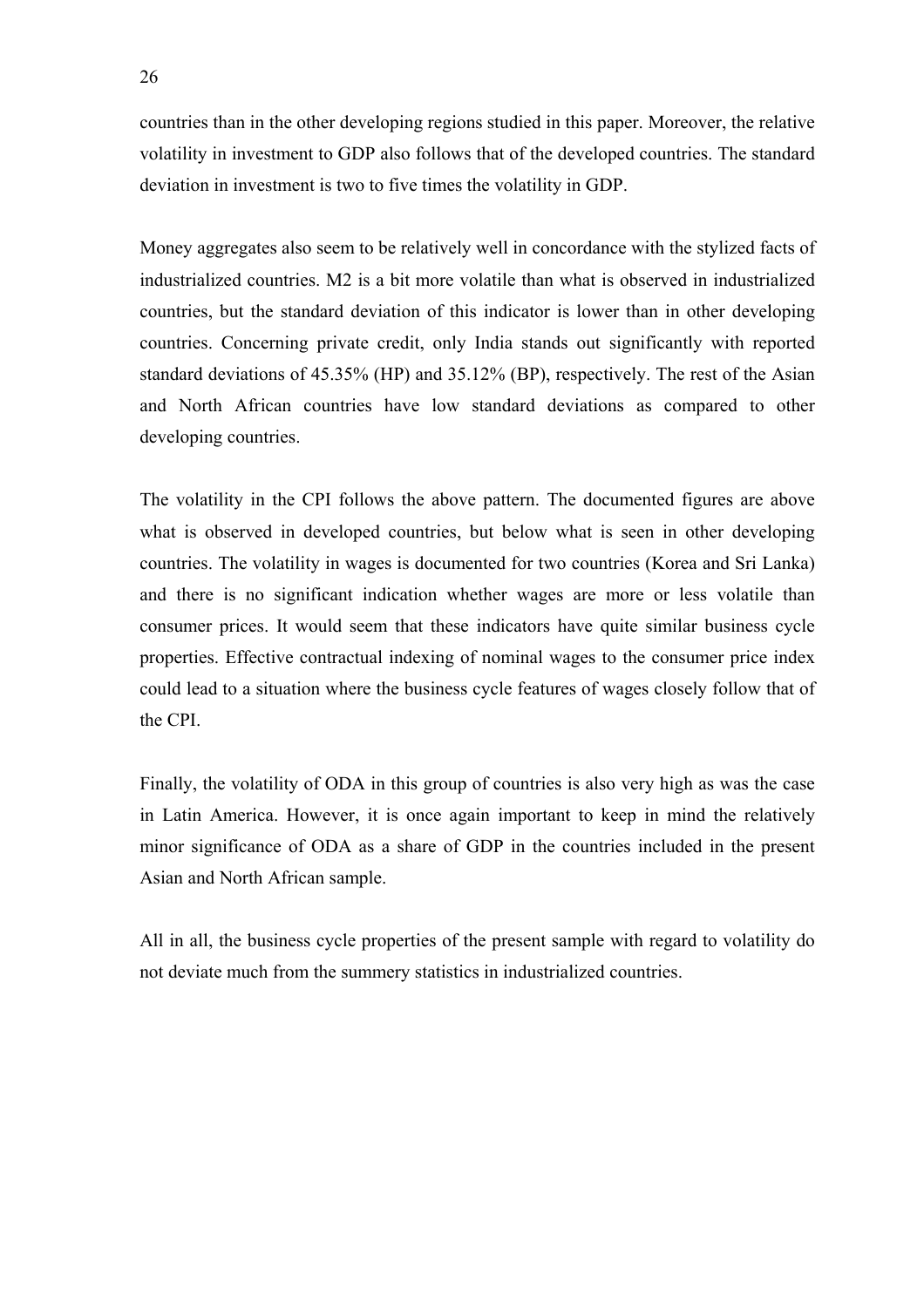countries than in the other developing regions studied in this paper. Moreover, the relative volatility in investment to GDP also follows that of the developed countries. The standard deviation in investment is two to five times the volatility in GDP.

Money aggregates also seem to be relatively well in concordance with the stylized facts of industrialized countries. M2 is a bit more volatile than what is observed in industrialized countries, but the standard deviation of this indicator is lower than in other developing countries. Concerning private credit, only India stands out significantly with reported standard deviations of 45.35% (HP) and 35.12% (BP), respectively. The rest of the Asian and North African countries have low standard deviations as compared to other developing countries.

The volatility in the CPI follows the above pattern. The documented figures are above what is observed in developed countries, but below what is seen in other developing countries. The volatility in wages is documented for two countries (Korea and Sri Lanka) and there is no significant indication whether wages are more or less volatile than consumer prices. It would seem that these indicators have quite similar business cycle properties. Effective contractual indexing of nominal wages to the consumer price index could lead to a situation where the business cycle features of wages closely follow that of the CPI.

Finally, the volatility of ODA in this group of countries is also very high as was the case in Latin America. However, it is once again important to keep in mind the relatively minor significance of ODA as a share of GDP in the countries included in the present Asian and North African sample.

All in all, the business cycle properties of the present sample with regard to volatility do not deviate much from the summery statistics in industrialized countries.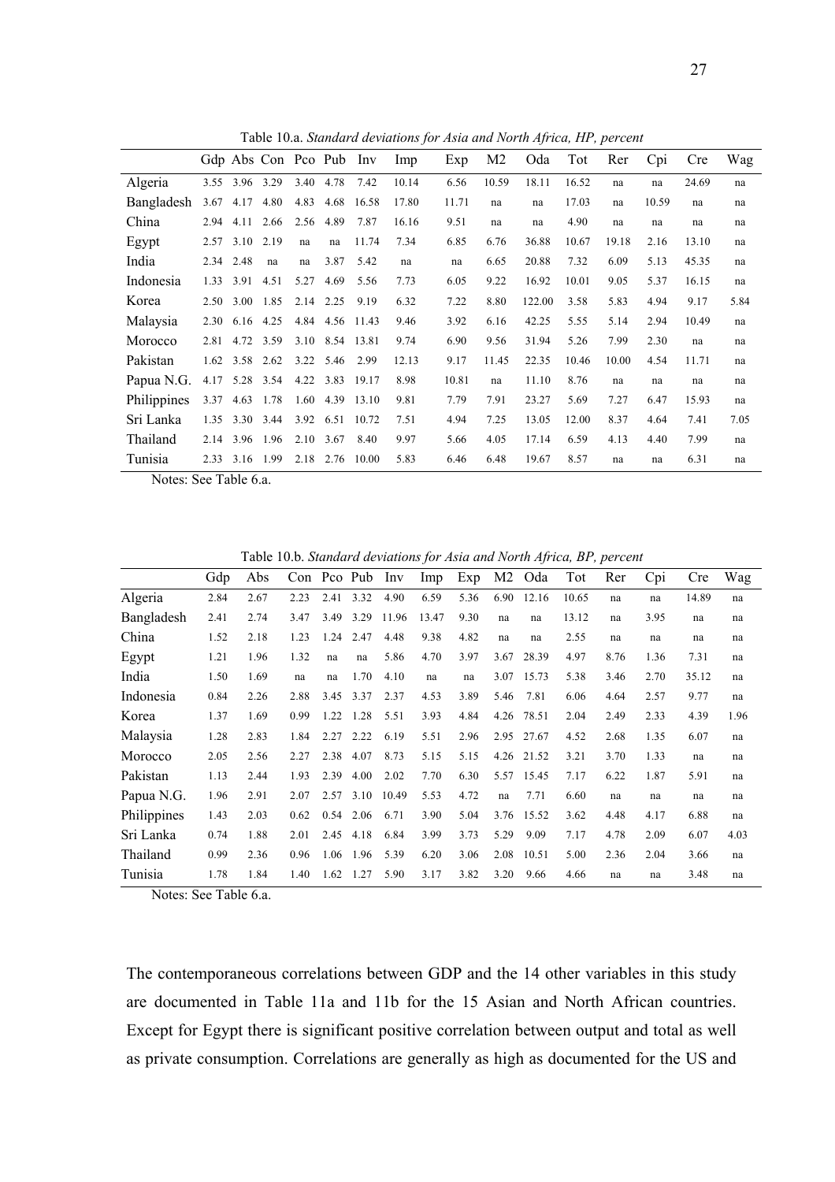Table 10.a. *Standard deviations for Asia and North Africa, HP, percent*

| | Gdp | Abs | Con | Pco | Pub | Inv | Imp | Exp | M2 | Oda | Tot | Rer | Cpi | Cre | Wag |
|---|---|---|---|---|---|---|---|---|---|---|---|---|---|---|---|
| Algeria | 3.55 | 3.96 | 3.29 | 3.40 | 4.78 | 7.42 | 10.14 | 6.56 | 10.59 | 18.11 | 16.52 | na | na | 24.69 | na |
| Bangladesh | 3.67 | 4.17 | 4.80 | 4.83 | 4.68 | 16.58 | 17.80 | 11.71 | na | na | 17.03 | na | 10.59 | na | na |
| China | 2.94 | 4.11 | 2.66 | 2.56 | 4.89 | 7.87 | 16.16 | 9.51 | na | na | 4.90 | na | na | na | na |
| Egypt | 2.57 | 3.10 | 2.19 | na | na | 11.74 | 7.34 | 6.85 | 6.76 | 36.88 | 10.67 | 19.18 | 2.16 | 13.10 | na |
| India | 2.34 | 2.48 | na | na | 3.87 | 5.42 | na | na | 6.65 | 20.88 | 7.32 | 6.09 | 5.13 | 45.35 | na |
| Indonesia | 1.33 | 3.91 | 4.51 | 5.27 | 4.69 | 5.56 | 7.73 | 6.05 | 9.22 | 16.92 | 10.01 | 9.05 | 5.37 | 16.15 | na |
| Korea | 2.50 | 3.00 | 1.85 | 2.14 | 2.25 | 9.19 | 6.32 | 7.22 | 8.80 | 122.00 | 3.58 | 5.83 | 4.94 | 9.17 | 5.84 |
| Malaysia | 2.30 | 6.16 | 4.25 | 4.84 | 4.56 | 11.43 | 9.46 | 3.92 | 6.16 | 42.25 | 5.55 | 5.14 | 2.94 | 10.49 | na |
| Morocco | 2.81 | 4.72 | 3.59 | 3.10 | 8.54 | 13.81 | 9.74 | 6.90 | 9.56 | 31.94 | 5.26 | 7.99 | 2.30 | na | na |
| Pakistan | 1.62 | 3.58 | 2.62 | 3.22 | 5.46 | 2.99 | 12.13 | 9.17 | 11.45 | 22.35 | 10.46 | 10.00 | 4.54 | 11.71 | na |
| Papua N.G. | 4.17 | 5.28 | 3.54 | 4.22 | 3.83 | 19.17 | 8.98 | 10.81 | na | 11.10 | 8.76 | na | na | na | na |
| Philippines | 3.37 | 4.63 | 1.78 | 1.60 | 4.39 | 13.10 | 9.81 | 7.79 | 7.91 | 23.27 | 5.69 | 7.27 | 6.47 | 15.93 | na |
| Sri Lanka | 1.35 | 3.30 | 3.44 | 3.92 | 6.51 | 10.72 | 7.51 | 4.94 | 7.25 | 13.05 | 12.00 | 8.37 | 4.64 | 7.41 | 7.05 |
| Thailand | 2.14 | 3.96 | 1.96 | 2.10 | 3.67 | 8.40 | 9.97 | 5.66 | 4.05 | 17.14 | 6.59 | 4.13 | 4.40 | 7.99 | na |
| Tunisia | 2.33 | 3.16 | 1.99 | 2.18 | 2.76 | 10.00 | 5.83 | 6.46 | 6.48 | 19.67 | 8.57 | na | na | 6.31 | na |

Notes: See Table 6.a.

Table 10.b. *Standard deviations for Asia and North Africa, BP, percent*

| | Gdp | Abs | Con | Pco | Pub | Inv | Imp | Exp | M2 | Oda | Tot | Rer | Cpi | Cre | Wag |
|---|---|---|---|---|---|---|---|---|---|---|---|---|---|---|---|
| Algeria | 2.84 | 2.67 | 2.23 | 2.41 | 3.32 | 4.90 | 6.59 | 5.36 | 6.90 | 12.16 | 10.65 | na | na | 14.89 | na |
| Bangladesh | 2.41 | 2.74 | 3.47 | 3.49 | 3.29 | 11.96 | 13.47 | 9.30 | na | na | 13.12 | na | 3.95 | na | na |
| China | 1.52 | 2.18 | 1.23 | 1.24 | 2.47 | 4.48 | 9.38 | 4.82 | na | na | 2.55 | na | na | na | na |
| Egypt | 1.21 | 1.96 | 1.32 | na | na | 5.86 | 4.70 | 3.97 | 3.67 | 28.39 | 4.97 | 8.76 | 1.36 | 7.31 | na |
| India | 1.50 | 1.69 | na | na | 1.70 | 4.10 | na | na | 3.07 | 15.73 | 5.38 | 3.46 | 2.70 | 35.12 | na |
| Indonesia | 0.84 | 2.26 | 2.88 | 3.45 | 3.37 | 2.37 | 4.53 | 3.89 | 5.46 | 7.81 | 6.06 | 4.64 | 2.57 | 9.77 | na |
| Korea | 1.37 | 1.69 | 0.99 | 1.22 | 1.28 | 5.51 | 3.93 | 4.84 | 4.26 | 78.51 | 2.04 | 2.49 | 2.33 | 4.39 | 1.96 |
| Malaysia | 1.28 | 2.83 | 1.84 | 2.27 | 2.22 | 6.19 | 5.51 | 2.96 | 2.95 | 27.67 | 4.52 | 2.68 | 1.35 | 6.07 | na |
| Morocco | 2.05 | 2.56 | 2.27 | 2.38 | 4.07 | 8.73 | 5.15 | 5.15 | 4.26 | 21.52 | 3.21 | 3.70 | 1.33 | na | na |
| Pakistan | 1.13 | 2.44 | 1.93 | 2.39 | 4.00 | 2.02 | 7.70 | 6.30 | 5.57 | 15.45 | 7.17 | 6.22 | 1.87 | 5.91 | na |
| Papua N.G. | 1.96 | 2.91 | 2.07 | 2.57 | 3.10 | 10.49 | 5.53 | 4.72 | na | 7.71 | 6.60 | na | na | na | na |
| Philippines | 1.43 | 2.03 | 0.62 | 0.54 | 2.06 | 6.71 | 3.90 | 5.04 | 3.76 | 15.52 | 3.62 | 4.48 | 4.17 | 6.88 | na |
| Sri Lanka | 0.74 | 1.88 | 2.01 | 2.45 | 4.18 | 6.84 | 3.99 | 3.73 | 5.29 | 9.09 | 7.17 | 4.78 | 2.09 | 6.07 | 4.03 |
| Thailand | 0.99 | 2.36 | 0.96 | 1.06 | 1.96 | 5.39 | 6.20 | 3.06 | 2.08 | 10.51 | 5.00 | 2.36 | 2.04 | 3.66 | na |
| Tunisia | 1.78 | 1.84 | 1.40 | 1.62 | 1.27 | 5.90 | 3.17 | 3.82 | 3.20 | 9.66 | 4.66 | na | na | 3.48 | na |

Notes: See Table 6.a.

The contemporaneous correlations between GDP and the 14 other variables in this study are documented in Table 11a and 11b for the 15 Asian and North African countries. Except for Egypt there is significant positive correlation between output and total as well as private consumption. Correlations are generally as high as documented for the US and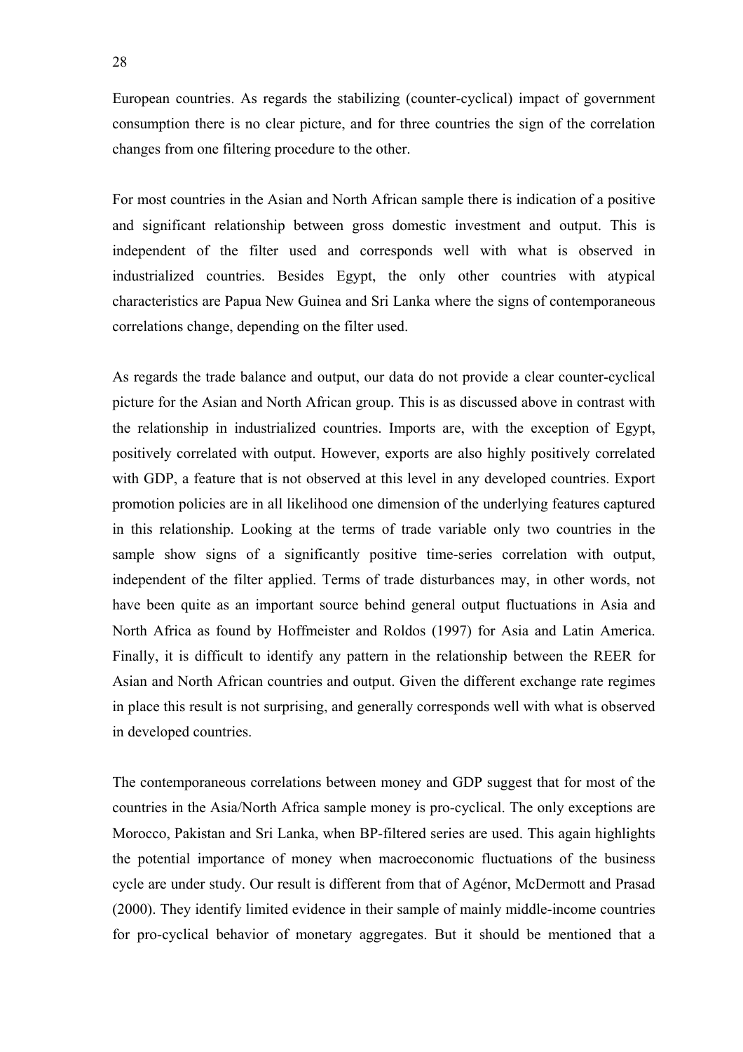European countries. As regards the stabilizing (counter-cyclical) impact of government consumption there is no clear picture, and for three countries the sign of the correlation changes from one filtering procedure to the other.

For most countries in the Asian and North African sample there is indication of a positive and significant relationship between gross domestic investment and output. This is independent of the filter used and corresponds well with what is observed in industrialized countries. Besides Egypt, the only other countries with atypical characteristics are Papua New Guinea and Sri Lanka where the signs of contemporaneous correlations change, depending on the filter used.

As regards the trade balance and output, our data do not provide a clear counter-cyclical picture for the Asian and North African group. This is as discussed above in contrast with the relationship in industrialized countries. Imports are, with the exception of Egypt, positively correlated with output. However, exports are also highly positively correlated with GDP, a feature that is not observed at this level in any developed countries. Export promotion policies are in all likelihood one dimension of the underlying features captured in this relationship. Looking at the terms of trade variable only two countries in the sample show signs of a significantly positive time-series correlation with output, independent of the filter applied. Terms of trade disturbances may, in other words, not have been quite as an important source behind general output fluctuations in Asia and North Africa as found by Hoffmeister and Roldos (1997) for Asia and Latin America. Finally, it is difficult to identify any pattern in the relationship between the REER for Asian and North African countries and output. Given the different exchange rate regimes in place this result is not surprising, and generally corresponds well with what is observed in developed countries.

The contemporaneous correlations between money and GDP suggest that for most of the countries in the Asia/North Africa sample money is pro-cyclical. The only exceptions are Morocco, Pakistan and Sri Lanka, when BP-filtered series are used. This again highlights the potential importance of money when macroeconomic fluctuations of the business cycle are under study. Our result is different from that of Agénor, McDermott and Prasad (2000). They identify limited evidence in their sample of mainly middle-income countries for pro-cyclical behavior of monetary aggregates. But it should be mentioned that a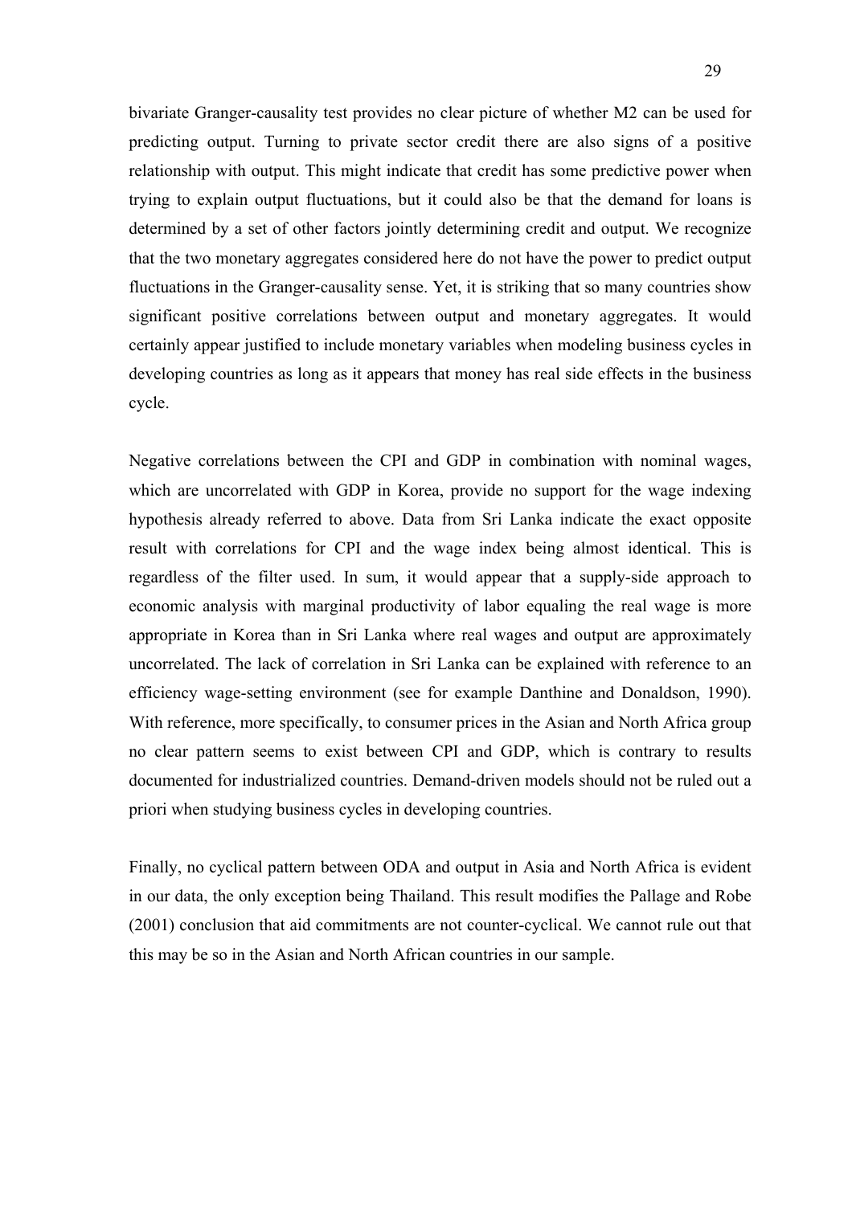bivariate Granger-causality test provides no clear picture of whether M2 can be used for predicting output. Turning to private sector credit there are also signs of a positive relationship with output. This might indicate that credit has some predictive power when trying to explain output fluctuations, but it could also be that the demand for loans is determined by a set of other factors jointly determining credit and output. We recognize that the two monetary aggregates considered here do not have the power to predict output fluctuations in the Granger-causality sense. Yet, it is striking that so many countries show significant positive correlations between output and monetary aggregates. It would certainly appear justified to include monetary variables when modeling business cycles in developing countries as long as it appears that money has real side effects in the business cycle.

Negative correlations between the CPI and GDP in combination with nominal wages, which are uncorrelated with GDP in Korea, provide no support for the wage indexing hypothesis already referred to above. Data from Sri Lanka indicate the exact opposite result with correlations for CPI and the wage index being almost identical. This is regardless of the filter used. In sum, it would appear that a supply-side approach to economic analysis with marginal productivity of labor equaling the real wage is more appropriate in Korea than in Sri Lanka where real wages and output are approximately uncorrelated. The lack of correlation in Sri Lanka can be explained with reference to an efficiency wage-setting environment (see for example Danthine and Donaldson, 1990). With reference, more specifically, to consumer prices in the Asian and North Africa group no clear pattern seems to exist between CPI and GDP, which is contrary to results documented for industrialized countries. Demand-driven models should not be ruled out a priori when studying business cycles in developing countries.

Finally, no cyclical pattern between ODA and output in Asia and North Africa is evident in our data, the only exception being Thailand. This result modifies the Pallage and Robe (2001) conclusion that aid commitments are not counter-cyclical. We cannot rule out that this may be so in the Asian and North African countries in our sample.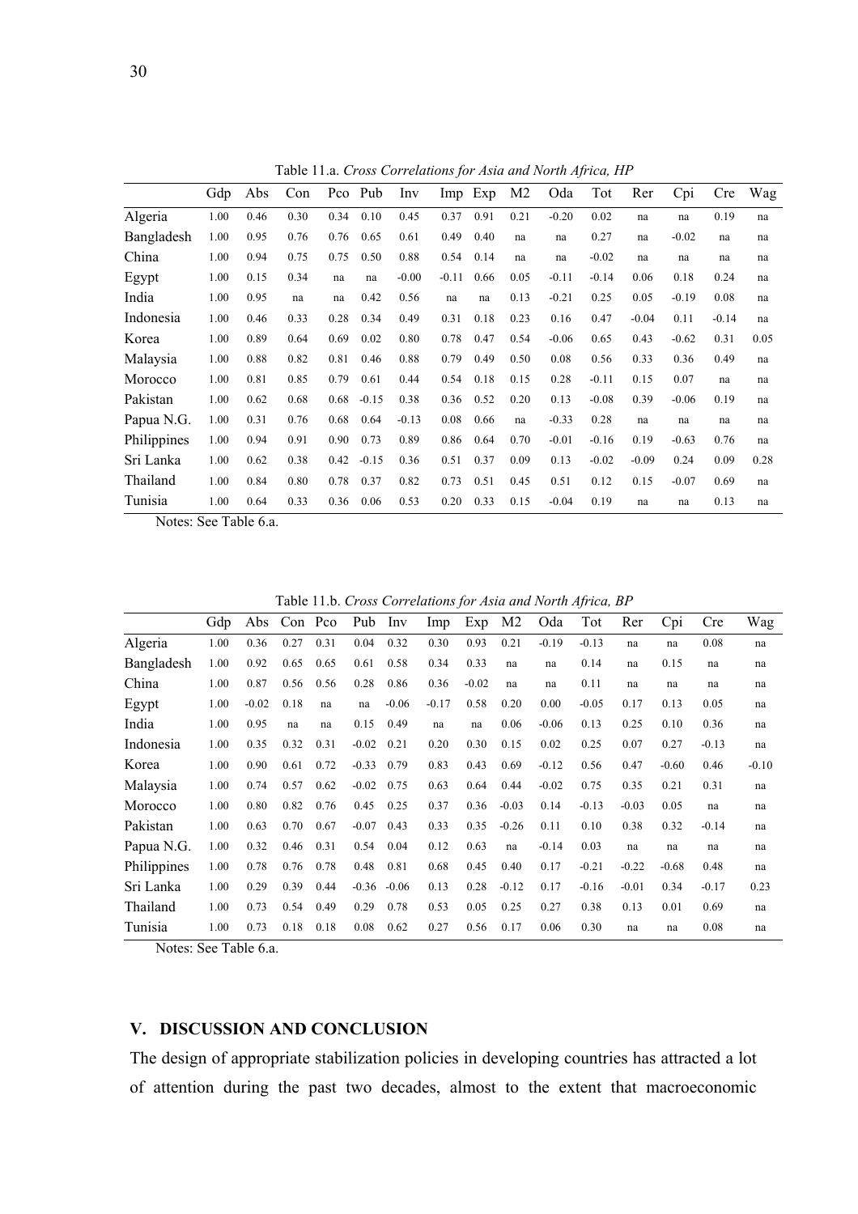Table 11.a. *Cross Correlations for Asia and North Africa, HP*

| | Gdp | Abs | Con | Pco | Pub | Inv | Imp | Exp | M2 | Oda | Tot | Rer | Cpi | Cre | Wag |
|---|---|---|---|---|---|---|---|---|---|---|---|---|---|---|---|
| Algeria | 1.00 | 0.46 | 0.30 | 0.34 | 0.10 | 0.45 | 0.37 | 0.91 | 0.21 | -0.20 | 0.02 | na | na | 0.19 | na |
| Bangladesh | 1.00 | 0.95 | 0.76 | 0.76 | 0.65 | 0.61 | 0.49 | 0.40 | na | na | 0.27 | na | -0.02 | na | na |
| China | 1.00 | 0.94 | 0.75 | 0.75 | 0.50 | 0.88 | 0.54 | 0.14 | na | na | -0.02 | na | na | na | na |
| Egypt | 1.00 | 0.15 | 0.34 | na | na | -0.00 | -0.11 | 0.66 | 0.05 | -0.11 | -0.14 | 0.06 | 0.18 | 0.24 | na |
| India | 1.00 | 0.95 | na | na | 0.42 | 0.56 | na | na | 0.13 | -0.21 | 0.25 | 0.05 | -0.19 | 0.08 | na |
| Indonesia | 1.00 | 0.46 | 0.33 | 0.28 | 0.34 | 0.49 | 0.31 | 0.18 | 0.23 | 0.16 | 0.47 | -0.04 | 0.11 | -0.14 | na |
| Korea | 1.00 | 0.89 | 0.64 | 0.69 | 0.02 | 0.80 | 0.78 | 0.47 | 0.54 | -0.06 | 0.65 | 0.43 | -0.62 | 0.31 | 0.05 |
| Malaysia | 1.00 | 0.88 | 0.82 | 0.81 | 0.46 | 0.88 | 0.79 | 0.49 | 0.50 | 0.08 | 0.56 | 0.33 | 0.36 | 0.49 | na |
| Morocco | 1.00 | 0.81 | 0.85 | 0.79 | 0.61 | 0.44 | 0.54 | 0.18 | 0.15 | 0.28 | -0.11 | 0.15 | 0.07 | na | na |
| Pakistan | 1.00 | 0.62 | 0.68 | 0.68 | -0.15 | 0.38 | 0.36 | 0.52 | 0.20 | 0.13 | -0.08 | 0.39 | -0.06 | 0.19 | na |
| Papua N.G. | 1.00 | 0.31 | 0.76 | 0.68 | 0.64 | -0.13 | 0.08 | 0.66 | na | -0.33 | 0.28 | na | na | na | na |
| Philippines | 1.00 | 0.94 | 0.91 | 0.90 | 0.73 | 0.89 | 0.86 | 0.64 | 0.70 | -0.01 | -0.16 | 0.19 | -0.63 | 0.76 | na |
| Sri Lanka | 1.00 | 0.62 | 0.38 | 0.42 | -0.15 | 0.36 | 0.51 | 0.37 | 0.09 | 0.13 | -0.02 | -0.09 | 0.24 | 0.09 | 0.28 |
| Thailand | 1.00 | 0.84 | 0.80 | 0.78 | 0.37 | 0.82 | 0.73 | 0.51 | 0.45 | 0.51 | 0.12 | 0.15 | -0.07 | 0.69 | na |
| Tunisia | 1.00 | 0.64 | 0.33 | 0.36 | 0.06 | 0.53 | 0.20 | 0.33 | 0.15 | -0.04 | 0.19 | na | na | 0.13 | na |

Notes: See Table 6.a.

Table 11.b. *Cross Correlations for Asia and North Africa, BP*

| | Gdp | Abs | Con | Pco | Pub | Inv | Imp | Exp | M2 | Oda | Tot | Rer | Cpi | Cre | Wag |
|---|---|---|---|---|---|---|---|---|---|---|---|---|---|---|---|
| Algeria | 1.00 | 0.36 | 0.27 | 0.31 | 0.04 | 0.32 | 0.30 | 0.93 | 0.21 | -0.19 | -0.13 | na | na | 0.08 | na |
| Bangladesh | 1.00 | 0.92 | 0.65 | 0.65 | 0.61 | 0.58 | 0.34 | 0.33 | na | na | 0.14 | na | 0.15 | na | na |
| China | 1.00 | 0.87 | 0.56 | 0.56 | 0.28 | 0.86 | 0.36 | -0.02 | na | na | 0.11 | na | na | na | na |
| Egypt | 1.00 | -0.02 | 0.18 | na | na | -0.06 | -0.17 | 0.58 | 0.20 | 0.00 | -0.05 | 0.17 | 0.13 | 0.05 | na |
| India | 1.00 | 0.95 | na | na | 0.15 | 0.49 | na | na | 0.06 | -0.06 | 0.13 | 0.25 | 0.10 | 0.36 | na |
| Indonesia | 1.00 | 0.35 | 0.32 | 0.31 | -0.02 | 0.21 | 0.20 | 0.30 | 0.15 | 0.02 | 0.25 | 0.07 | 0.27 | -0.13 | na |
| Korea | 1.00 | 0.90 | 0.61 | 0.72 | -0.33 | 0.79 | 0.83 | 0.43 | 0.69 | -0.12 | 0.56 | 0.47 | -0.60 | 0.46 | -0.10 |
| Malaysia | 1.00 | 0.74 | 0.57 | 0.62 | -0.02 | 0.75 | 0.63 | 0.64 | 0.44 | -0.02 | 0.75 | 0.35 | 0.21 | 0.31 | na |
| Morocco | 1.00 | 0.80 | 0.82 | 0.76 | 0.45 | 0.25 | 0.37 | 0.36 | -0.03 | 0.14 | -0.13 | -0.03 | 0.05 | na | na |
| Pakistan | 1.00 | 0.63 | 0.70 | 0.67 | -0.07 | 0.43 | 0.33 | 0.35 | -0.26 | 0.11 | 0.10 | 0.38 | 0.32 | -0.14 | na |
| Papua N.G. | 1.00 | 0.32 | 0.46 | 0.31 | 0.54 | 0.04 | 0.12 | 0.63 | na | -0.14 | 0.03 | na | na | na | na |
| Philippines | 1.00 | 0.78 | 0.76 | 0.78 | 0.48 | 0.81 | 0.68 | 0.45 | 0.40 | 0.17 | -0.21 | -0.22 | -0.68 | 0.48 | na |
| Sri Lanka | 1.00 | 0.29 | 0.39 | 0.44 | -0.36 | -0.06 | 0.13 | 0.28 | -0.12 | 0.17 | -0.16 | -0.01 | 0.34 | -0.17 | 0.23 |
| Thailand | 1.00 | 0.73 | 0.54 | 0.49 | 0.29 | 0.78 | 0.53 | 0.05 | 0.25 | 0.27 | 0.38 | 0.13 | 0.01 | 0.69 | na |
| Tunisia | 1.00 | 0.73 | 0.18 | 0.18 | 0.08 | 0.62 | 0.27 | 0.56 | 0.17 | 0.06 | 0.30 | na | na | 0.08 | na |

Notes: See Table 6.a.

## V. DISCUSSION AND CONCLUSION

The design of appropriate stabilization policies in developing countries has attracted a lot of attention during the past two decades, almost to the extent that macroeconomic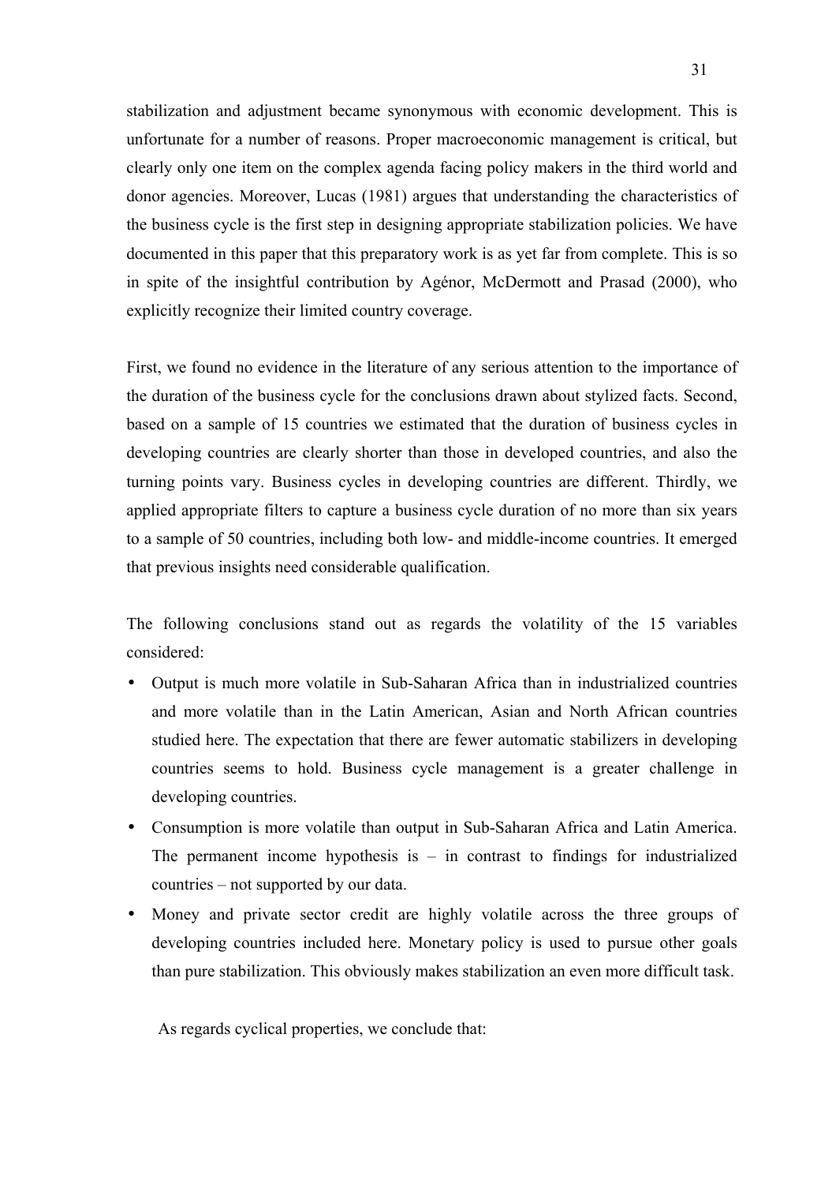stabilization and adjustment became synonymous with economic development. This is unfortunate for a number of reasons. Proper macroeconomic management is critical, but clearly only one item on the complex agenda facing policy makers in the third world and donor agencies. Moreover, Lucas (1981) argues that understanding the characteristics of the business cycle is the first step in designing appropriate stabilization policies. We have documented in this paper that this preparatory work is as yet far from complete. This is so in spite of the insightful contribution by Agénor, McDermott and Prasad (2000), who explicitly recognize their limited country coverage.

First, we found no evidence in the literature of any serious attention to the importance of the duration of the business cycle for the conclusions drawn about stylized facts. Second, based on a sample of 15 countries we estimated that the duration of business cycles in developing countries are clearly shorter than those in developed countries, and also the turning points vary. Business cycles in developing countries are different. Thirdly, we applied appropriate filters to capture a business cycle duration of no more than six years to a sample of 50 countries, including both low- and middle-income countries. It emerged that previous insights need considerable qualification.

The following conclusions stand out as regards the volatility of the 15 variables considered:

- Output is much more volatile in Sub-Saharan Africa than in industrialized countries and more volatile than in the Latin American, Asian and North African countries studied here. The expectation that there are fewer automatic stabilizers in developing countries seems to hold. Business cycle management is a greater challenge in developing countries.
- Consumption is more volatile than output in Sub-Saharan Africa and Latin America. The permanent income hypothesis is – in contrast to findings for industrialized countries – not supported by our data.
- Money and private sector credit are highly volatile across the three groups of developing countries included here. Monetary policy is used to pursue other goals than pure stabilization. This obviously makes stabilization an even more difficult task.

As regards cyclical properties, we conclude that: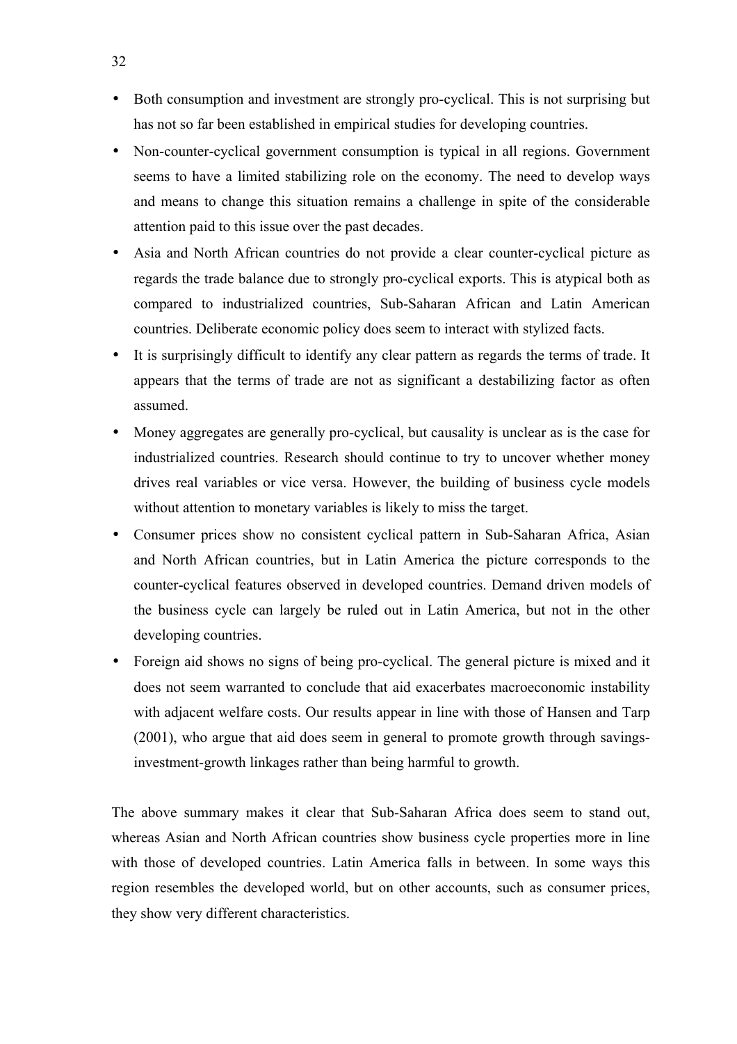- Both consumption and investment are strongly pro-cyclical. This is not surprising but has not so far been established in empirical studies for developing countries.
- Non-counter-cyclical government consumption is typical in all regions. Government seems to have a limited stabilizing role on the economy. The need to develop ways and means to change this situation remains a challenge in spite of the considerable attention paid to this issue over the past decades.
- Asia and North African countries do not provide a clear counter-cyclical picture as regards the trade balance due to strongly pro-cyclical exports. This is atypical both as compared to industrialized countries, Sub-Saharan African and Latin American countries. Deliberate economic policy does seem to interact with stylized facts.
- It is surprisingly difficult to identify any clear pattern as regards the terms of trade. It appears that the terms of trade are not as significant a destabilizing factor as often assumed.
- Money aggregates are generally pro-cyclical, but causality is unclear as is the case for industrialized countries. Research should continue to try to uncover whether money drives real variables or vice versa. However, the building of business cycle models without attention to monetary variables is likely to miss the target.
- Consumer prices show no consistent cyclical pattern in Sub-Saharan Africa, Asian and North African countries, but in Latin America the picture corresponds to the counter-cyclical features observed in developed countries. Demand driven models of the business cycle can largely be ruled out in Latin America, but not in the other developing countries.
- Foreign aid shows no signs of being pro-cyclical. The general picture is mixed and it does not seem warranted to conclude that aid exacerbates macroeconomic instability with adjacent welfare costs. Our results appear in line with those of Hansen and Tarp (2001), who argue that aid does seem in general to promote growth through savings-investment-growth linkages rather than being harmful to growth.

The above summary makes it clear that Sub-Saharan Africa does seem to stand out, whereas Asian and North African countries show business cycle properties more in line with those of developed countries. Latin America falls in between. In some ways this region resembles the developed world, but on other accounts, such as consumer prices, they show very different characteristics.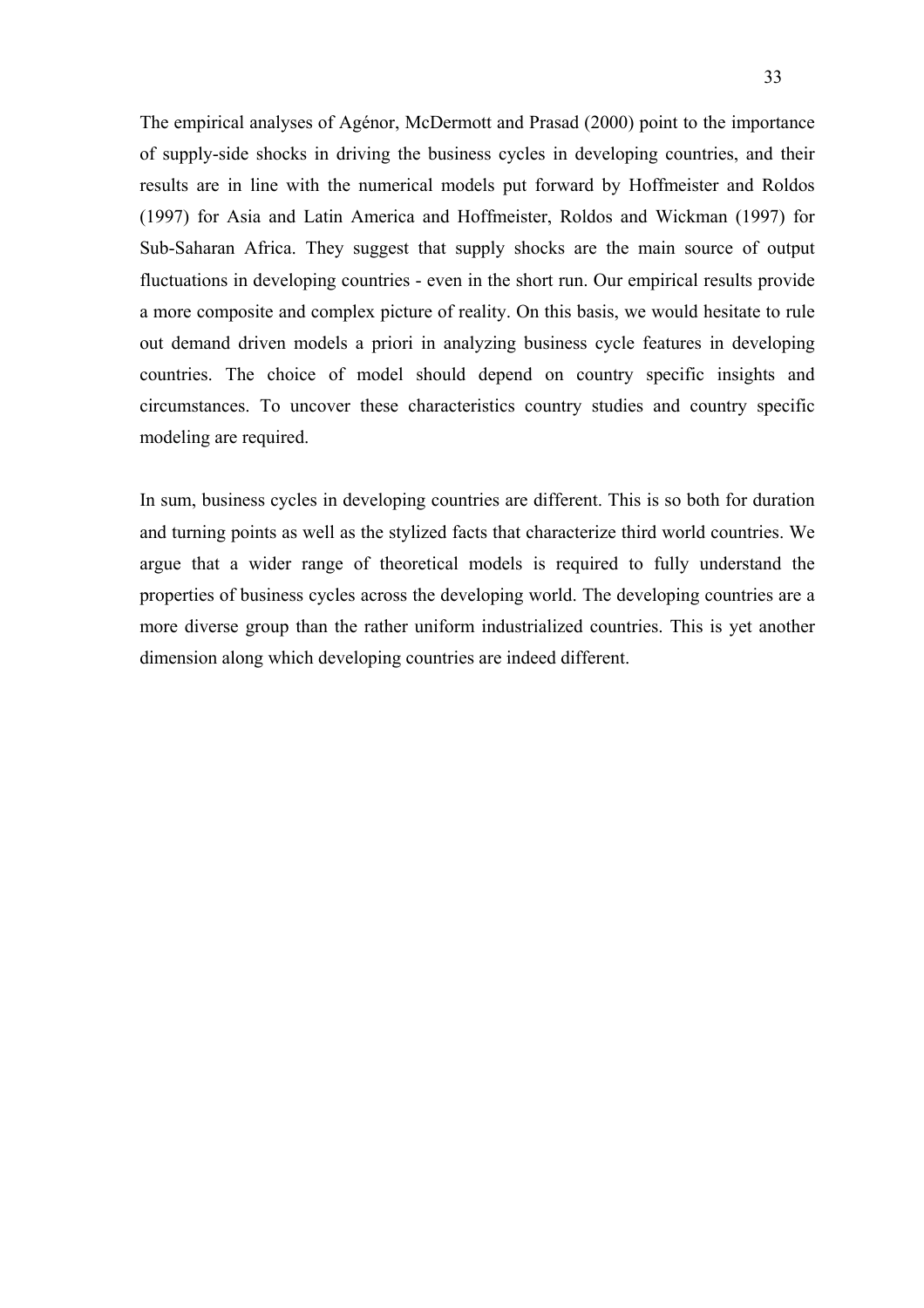The empirical analyses of Agénor, McDermott and Prasad (2000) point to the importance of supply-side shocks in driving the business cycles in developing countries, and their results are in line with the numerical models put forward by Hoffmeister and Roldos (1997) for Asia and Latin America and Hoffmeister, Roldos and Wickman (1997) for Sub-Saharan Africa. They suggest that supply shocks are the main source of output fluctuations in developing countries - even in the short run. Our empirical results provide a more composite and complex picture of reality. On this basis, we would hesitate to rule out demand driven models a priori in analyzing business cycle features in developing countries. The choice of model should depend on country specific insights and circumstances. To uncover these characteristics country studies and country specific modeling are required.

In sum, business cycles in developing countries are different. This is so both for duration and turning points as well as the stylized facts that characterize third world countries. We argue that a wider range of theoretical models is required to fully understand the properties of business cycles across the developing world. The developing countries are a more diverse group than the rather uniform industrialized countries. This is yet another dimension along which developing countries are indeed different.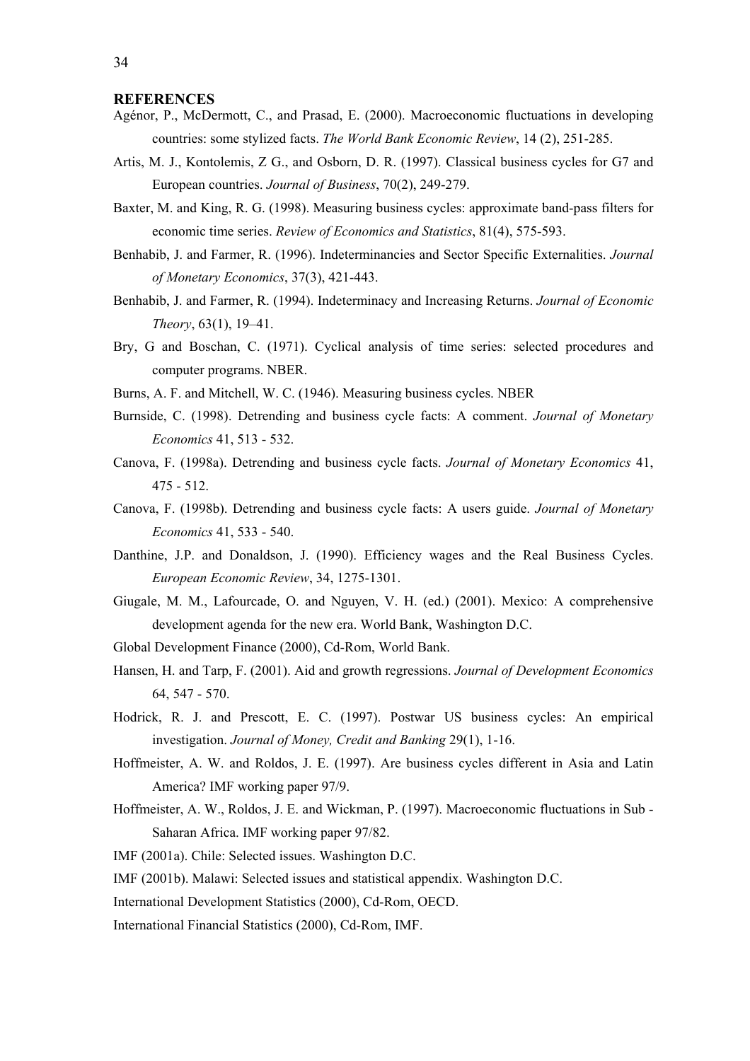**REFERENCES**

Agénor, P., McDermott, C., and Prasad, E. (2000). Macroeconomic fluctuations in developing countries: some stylized facts. *The World Bank Economic Review*, 14 (2), 251-285.

Artis, M. J., Kontolemis, Z G., and Osborn, D. R. (1997). Classical business cycles for G7 and European countries. *Journal of Business*, 70(2), 249-279.

Baxter, M. and King, R. G. (1998). Measuring business cycles: approximate band-pass filters for economic time series. *Review of Economics and Statistics*, 81(4), 575-593.

Benhabib, J. and Farmer, R. (1996). Indeterminancies and Sector Specific Externalities. *Journal of Monetary Economics*, 37(3), 421-443.

Benhabib, J. and Farmer, R. (1994). Indeterminacy and Increasing Returns. *Journal of Economic Theory*, 63(1), 19–41.

Bry, G and Boschan, C. (1971). Cyclical analysis of time series: selected procedures and computer programs. NBER.

Burns, A. F. and Mitchell, W. C. (1946). Measuring business cycles. NBER

Burnside, C. (1998). Detrending and business cycle facts: A comment. *Journal of Monetary Economics* 41, 513 - 532.

Canova, F. (1998a). Detrending and business cycle facts. *Journal of Monetary Economics* 41, 475 - 512.

Canova, F. (1998b). Detrending and business cycle facts: A users guide. *Journal of Monetary Economics* 41, 533 - 540.

Danthine, J.P. and Donaldson, J. (1990). Efficiency wages and the Real Business Cycles. *European Economic Review*, 34, 1275-1301.

Giugale, M. M., Lafourcade, O. and Nguyen, V. H. (ed.) (2001). Mexico: A comprehensive development agenda for the new era. World Bank, Washington D.C.

Global Development Finance (2000), Cd-Rom, World Bank.

Hansen, H. and Tarp, F. (2001). Aid and growth regressions. *Journal of Development Economics* 64, 547 - 570.

Hodrick, R. J. and Prescott, E. C. (1997). Postwar US business cycles: An empirical investigation. *Journal of Money, Credit and Banking* 29(1), 1-16.

Hoffmeister, A. W. and Roldos, J. E. (1997). Are business cycles different in Asia and Latin America? IMF working paper 97/9.

Hoffmeister, A. W., Roldos, J. E. and Wickman, P. (1997). Macroeconomic fluctuations in Sub - Saharan Africa. IMF working paper 97/82.

IMF (2001a). Chile: Selected issues. Washington D.C.

IMF (2001b). Malawi: Selected issues and statistical appendix. Washington D.C.

International Development Statistics (2000), Cd-Rom, OECD.

International Financial Statistics (2000), Cd-Rom, IMF.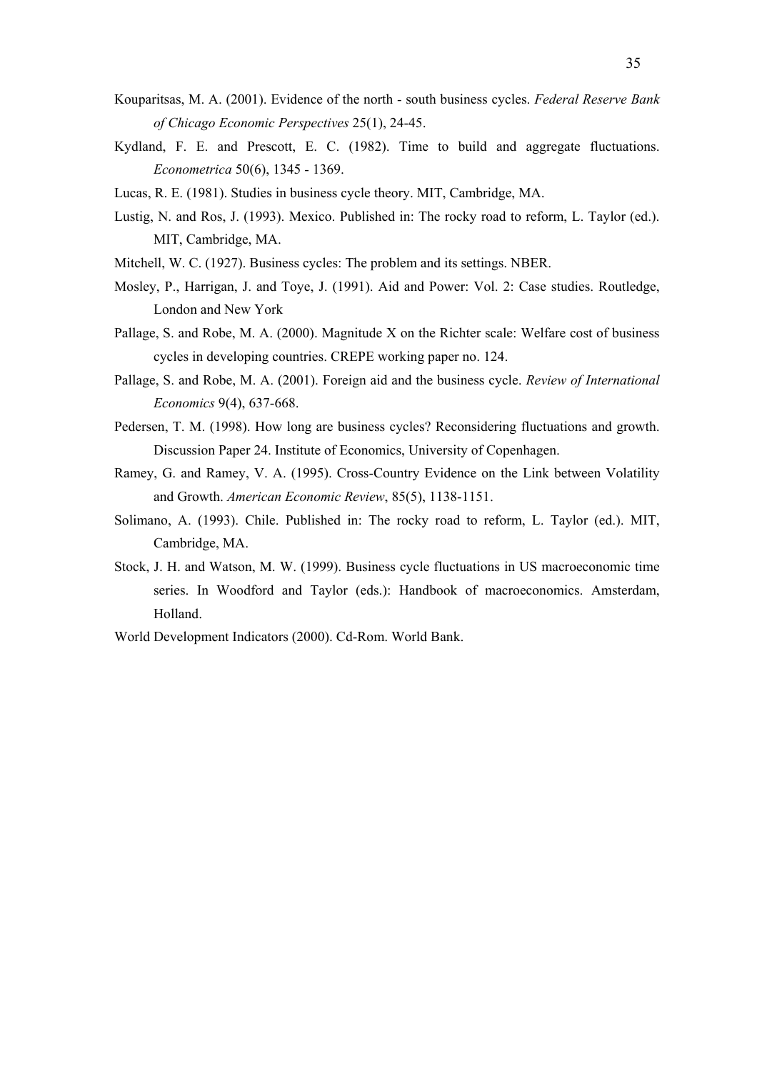Kouparitsas, M. A. (2001). Evidence of the north - south business cycles. *Federal Reserve Bank of Chicago Economic Perspectives* 25(1), 24-45.

Kydland, F. E. and Prescott, E. C. (1982). Time to build and aggregate fluctuations. *Econometrica* 50(6), 1345 - 1369.

Lucas, R. E. (1981). Studies in business cycle theory. MIT, Cambridge, MA.

Lustig, N. and Ros, J. (1993). Mexico. Published in: The rocky road to reform, L. Taylor (ed.). MIT, Cambridge, MA.

Mitchell, W. C. (1927). Business cycles: The problem and its settings. NBER.

Mosley, P., Harrigan, J. and Toye, J. (1991). Aid and Power: Vol. 2: Case studies. Routledge, London and New York

Pallage, S. and Robe, M. A. (2000). Magnitude X on the Richter scale: Welfare cost of business cycles in developing countries. CREPE working paper no. 124.

Pallage, S. and Robe, M. A. (2001). Foreign aid and the business cycle. *Review of International Economics* 9(4), 637-668.

Pedersen, T. M. (1998). How long are business cycles? Reconsidering fluctuations and growth. Discussion Paper 24. Institute of Economics, University of Copenhagen.

Ramey, G. and Ramey, V. A. (1995). Cross-Country Evidence on the Link between Volatility and Growth. *American Economic Review*, 85(5), 1138-1151.

Solimano, A. (1993). Chile. Published in: The rocky road to reform, L. Taylor (ed.). MIT, Cambridge, MA.

Stock, J. H. and Watson, M. W. (1999). Business cycle fluctuations in US macroeconomic time series. In Woodford and Taylor (eds.): Handbook of macroeconomics. Amsterdam, Holland.

World Development Indicators (2000). Cd-Rom. World Bank.